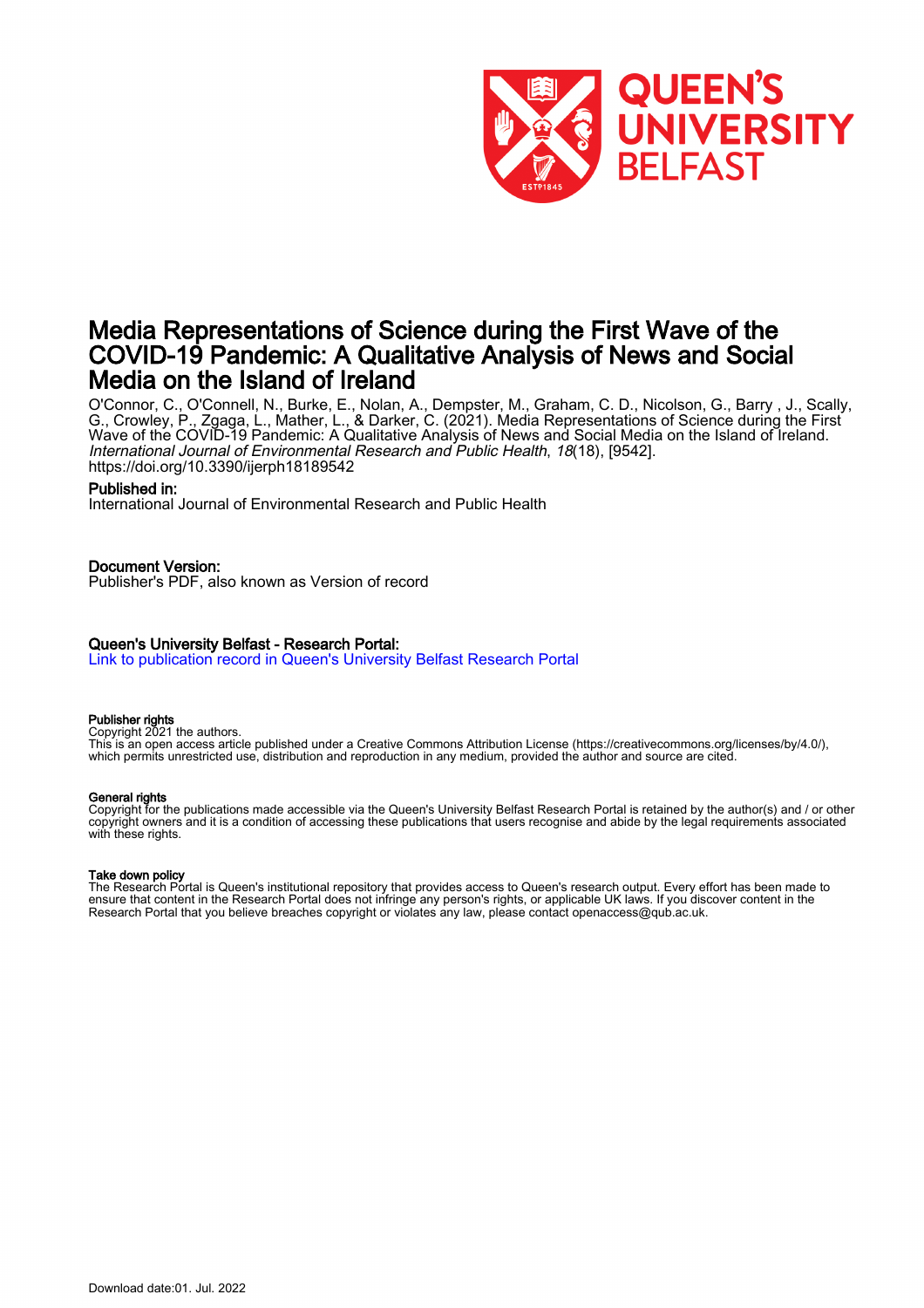# Media Representations of Science during the First Wave of the COVID-19 Pandemic: A Qualitative Analysis of News and Social Media on the Island of Ireland

O'Connor, C., O'Connell, N., Burke, E., Nolan, A., Dempster, M., Graham, C. D., Nicolson, G., Barry , J., Scally, G., Crowley, P., Zgaga, L., Mather, L., & Darker, C. (2021). Media Representations of Science during the First Wave of the COVID-19 Pandemic: A Qualitative Analysis of News and Social Media on the Island of Ireland. *International Journal of Environmental Research and Public Health*, *18*(18), [9542]. https://doi.org/10.3390/ijerph18189542

## Published in:

International Journal of Environmental Research and Public Health

## Document Version:

Publisher's PDF, also known as Version of record

## Queen's University Belfast - Research Portal:

Link to publication record in Queen's University Belfast Research Portal

### Publisher rights

Copyright 2021 the authors.
This is an open access article published under a Creative Commons Attribution License (https://creativecommons.org/licenses/by/4.0/), which permits unrestricted use, distribution and reproduction in any medium, provided the author and source are cited.

### General rights

Copyright for the publications made accessible via the Queen's University Belfast Research Portal is retained by the author(s) and / or other copyright owners and it is a condition of accessing these publications that users recognise and abide by the legal requirements associated with these rights.

### Take down policy

The Research Portal is Queen's institutional repository that provides access to Queen's research output. Every effort has been made to ensure that content in the Research Portal does not infringe any person's rights, or applicable UK laws. If you discover content in the Research Portal that you believe breaches copyright or violates any law, please contact openaccess@qub.ac.uk.

Download date:01. Jul. 2022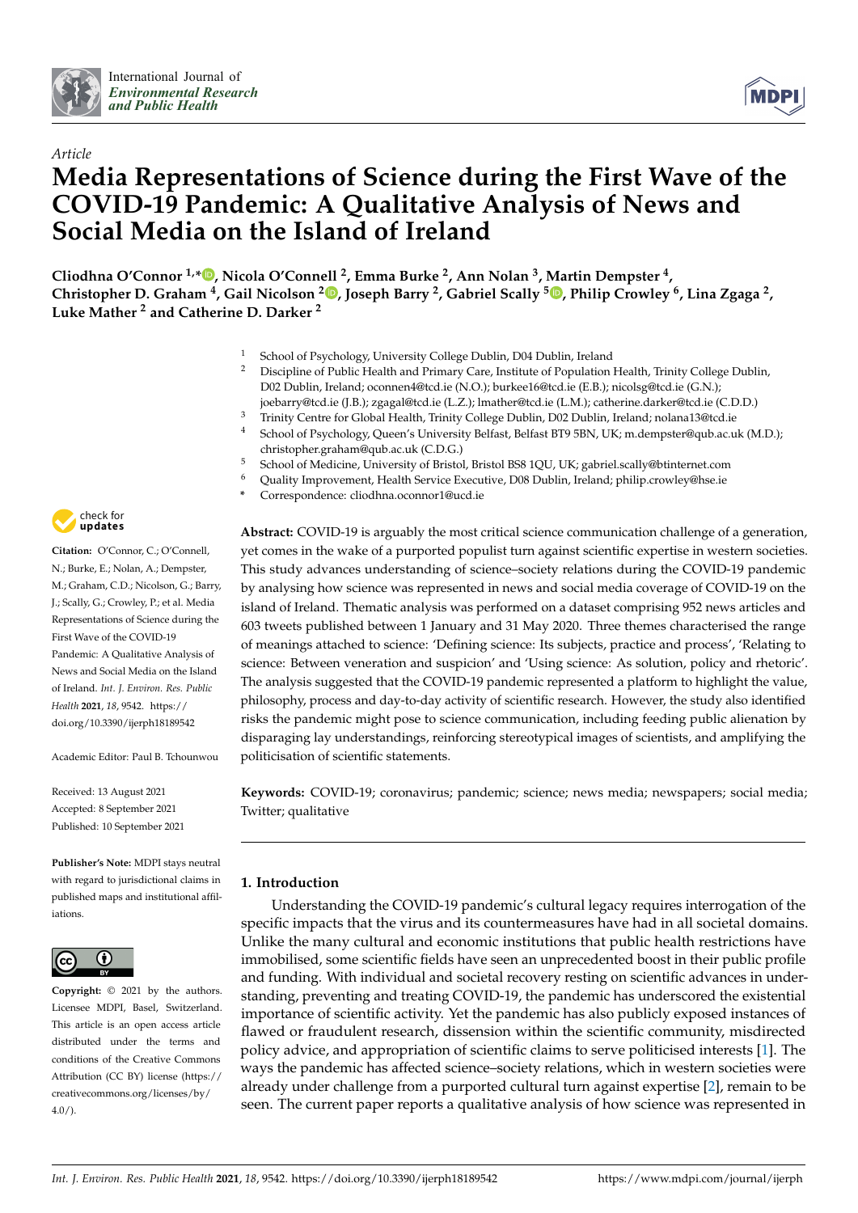International Journal of
*Environmental Research and Public Health*

*Article*

# Media Representations of Science during the First Wave of the COVID-19 Pandemic: A Qualitative Analysis of News and Social Media on the Island of Ireland

**Cliodhna O'Connor [1,*], Nicola O'Connell [2], Emma Burke [2], Ann Nolan [3], Martin Dempster [4], Christopher D. Graham [4], Gail Nicolson [2], Joseph Barry [2], Gabriel Scally [5], Philip Crowley [6], Lina Zgaga [2], Luke Mather [2] and Catherine D. Darker [2]**

[1] School of Psychology, University College Dublin, D04 Dublin, Ireland
[2] Discipline of Public Health and Primary Care, Institute of Population Health, Trinity College Dublin, D02 Dublin, Ireland; oconnen4@tcd.ie (N.O.); burkee16@tcd.ie (E.B.); nicolsg@tcd.ie (G.N.); joebarry@tcd.ie (J.B.); zgagal@tcd.ie (L.Z.); lmather@tcd.ie (L.M.); catherine.darker@tcd.ie (C.D.D.)
[3] Trinity Centre for Global Health, Trinity College Dublin, D02 Dublin, Ireland; nolana13@tcd.ie
[4] School of Psychology, Queen's University Belfast, Belfast BT9 5BN, UK; m.dempster@qub.ac.uk (M.D.); christopher.graham@qub.ac.uk (C.D.G.)
[5] School of Medicine, University of Bristol, Bristol BS8 1QU, UK; gabriel.scally@btinternet.com
[6] Quality Improvement, Health Service Executive, D08 Dublin, Ireland; philip.crowley@hse.ie
* Correspondence: cliodhna.oconnor1@ucd.ie

**Citation:** O'Connor, C.; O'Connell, N.; Burke, E.; Nolan, A.; Dempster, M.; Graham, C.D.; Nicolson, G.; Barry, J.; Scally, G.; Crowley, P.; et al. Media Representations of Science during the First Wave of the COVID-19 Pandemic: A Qualitative Analysis of News and Social Media on the Island of Ireland. *Int. J. Environ. Res. Public Health* **2021**, *18*, 9542. https://doi.org/10.3390/ijerph18189542

Academic Editor: Paul B. Tchounwou

Received: 13 August 2021
Accepted: 8 September 2021
Published: 10 September 2021

**Publisher's Note:** MDPI stays neutral with regard to jurisdictional claims in published maps and institutional affiliations.

**Copyright:** © 2021 by the authors. Licensee MDPI, Basel, Switzerland. This article is an open access article distributed under the terms and conditions of the Creative Commons Attribution (CC BY) license (https://creativecommons.org/licenses/by/4.0/).

**Abstract:** COVID-19 is arguably the most critical science communication challenge of a generation, yet comes in the wake of a purported populist turn against scientific expertise in western societies. This study advances understanding of science–society relations during the COVID-19 pandemic by analysing how science was represented in news and social media coverage of COVID-19 on the island of Ireland. Thematic analysis was performed on a dataset comprising 952 news articles and 603 tweets published between 1 January and 31 May 2020. Three themes characterised the range of meanings attached to science: 'Defining science: Its subjects, practice and process', 'Relating to science: Between veneration and suspicion' and 'Using science: As solution, policy and rhetoric'. The analysis suggested that the COVID-19 pandemic represented a platform to highlight the value, philosophy, process and day-to-day activity of scientific research. However, the study also identified risks the pandemic might pose to science communication, including feeding public alienation by disparaging lay understandings, reinforcing stereotypical images of scientists, and amplifying the politicisation of scientific statements.

**Keywords:** COVID-19; coronavirus; pandemic; science; news media; newspapers; social media; Twitter; qualitative

## 1. Introduction

Understanding the COVID-19 pandemic's cultural legacy requires interrogation of the specific impacts that the virus and its countermeasures have had in all societal domains. Unlike the many cultural and economic institutions that public health restrictions have immobilised, some scientific fields have seen an unprecedented boost in their public profile and funding. With individual and societal recovery resting on scientific advances in understanding, preventing and treating COVID-19, the pandemic has underscored the existential importance of scientific activity. Yet the pandemic has also publicly exposed instances of flawed or fraudulent research, dissension within the scientific community, misdirected policy advice, and appropriation of scientific claims to serve politicised interests [1]. The ways the pandemic has affected science–society relations, which in western societies were already under challenge from a purported cultural turn against expertise [2], remain to be seen. The current paper reports a qualitative analysis of how science was represented in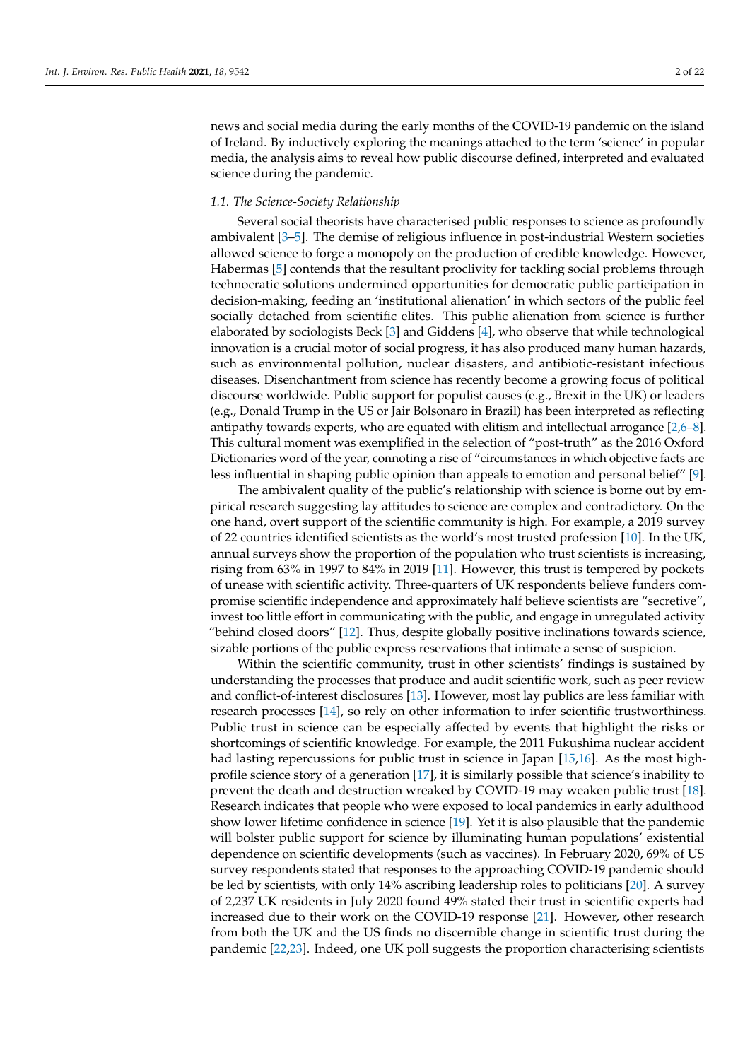news and social media during the early months of the COVID-19 pandemic on the island of Ireland. By inductively exploring the meanings attached to the term 'science' in popular media, the analysis aims to reveal how public discourse defined, interpreted and evaluated science during the pandemic.

### 1.1. The Science-Society Relationship

Several social theorists have characterised public responses to science as profoundly ambivalent [3–5]. The demise of religious influence in post-industrial Western societies allowed science to forge a monopoly on the production of credible knowledge. However, Habermas [5] contends that the resultant proclivity for tackling social problems through technocratic solutions undermined opportunities for democratic public participation in decision-making, feeding an 'institutional alienation' in which sectors of the public feel socially detached from scientific elites. This public alienation from science is further elaborated by sociologists Beck [3] and Giddens [4], who observe that while technological innovation is a crucial motor of social progress, it has also produced many human hazards, such as environmental pollution, nuclear disasters, and antibiotic-resistant infectious diseases. Disenchantment from science has recently become a growing focus of political discourse worldwide. Public support for populist causes (e.g., Brexit in the UK) or leaders (e.g., Donald Trump in the US or Jair Bolsonaro in Brazil) has been interpreted as reflecting antipathy towards experts, who are equated with elitism and intellectual arrogance [2,6–8]. This cultural moment was exemplified in the selection of "post-truth" as the 2016 Oxford Dictionaries word of the year, connoting a rise of "circumstances in which objective facts are less influential in shaping public opinion than appeals to emotion and personal belief" [9].

The ambivalent quality of the public's relationship with science is borne out by empirical research suggesting lay attitudes to science are complex and contradictory. On the one hand, overt support of the scientific community is high. For example, a 2019 survey of 22 countries identified scientists as the world's most trusted profession [10]. In the UK, annual surveys show the proportion of the population who trust scientists is increasing, rising from 63% in 1997 to 84% in 2019 [11]. However, this trust is tempered by pockets of unease with scientific activity. Three-quarters of UK respondents believe funders compromise scientific independence and approximately half believe scientists are "secretive", invest too little effort in communicating with the public, and engage in unregulated activity "behind closed doors" [12]. Thus, despite globally positive inclinations towards science, sizable portions of the public express reservations that intimate a sense of suspicion.

Within the scientific community, trust in other scientists' findings is sustained by understanding the processes that produce and audit scientific work, such as peer review and conflict-of-interest disclosures [13]. However, most lay publics are less familiar with research processes [14], so rely on other information to infer scientific trustworthiness. Public trust in science can be especially affected by events that highlight the risks or shortcomings of scientific knowledge. For example, the 2011 Fukushima nuclear accident had lasting repercussions for public trust in science in Japan [15,16]. As the most high-profile science story of a generation [17], it is similarly possible that science's inability to prevent the death and destruction wreaked by COVID-19 may weaken public trust [18]. Research indicates that people who were exposed to local pandemics in early adulthood show lower lifetime confidence in science [19]. Yet it is also plausible that the pandemic will bolster public support for science by illuminating human populations' existential dependence on scientific developments (such as vaccines). In February 2020, 69% of US survey respondents stated that responses to the approaching COVID-19 pandemic should be led by scientists, with only 14% ascribing leadership roles to politicians [20]. A survey of 2,237 UK residents in July 2020 found 49% stated their trust in scientific experts had increased due to their work on the COVID-19 response [21]. However, other research from both the UK and the US finds no discernible change in scientific trust during the pandemic [22,23]. Indeed, one UK poll suggests the proportion characterising scientists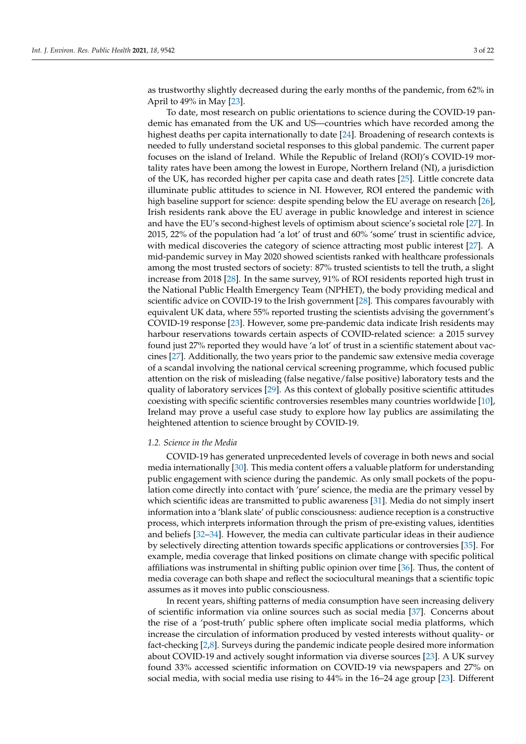as trustworthy slightly decreased during the early months of the pandemic, from 62% in April to 49% in May [23].

To date, most research on public orientations to science during the COVID-19 pandemic has emanated from the UK and US—countries which have recorded among the highest deaths per capita internationally to date [24]. Broadening of research contexts is needed to fully understand societal responses to this global pandemic. The current paper focuses on the island of Ireland. While the Republic of Ireland (ROI)'s COVID-19 mortality rates have been among the lowest in Europe, Northern Ireland (NI), a jurisdiction of the UK, has recorded higher per capita case and death rates [25]. Little concrete data illuminate public attitudes to science in NI. However, ROI entered the pandemic with high baseline support for science: despite spending below the EU average on research [26], Irish residents rank above the EU average in public knowledge and interest in science and have the EU's second-highest levels of optimism about science's societal role [27]. In 2015, 22% of the population had 'a lot' of trust and 60% 'some' trust in scientific advice, with medical discoveries the category of science attracting most public interest [27]. A mid-pandemic survey in May 2020 showed scientists ranked with healthcare professionals among the most trusted sectors of society: 87% trusted scientists to tell the truth, a slight increase from 2018 [28]. In the same survey, 91% of ROI residents reported high trust in the National Public Health Emergency Team (NPHET), the body providing medical and scientific advice on COVID-19 to the Irish government [28]. This compares favourably with equivalent UK data, where 55% reported trusting the scientists advising the government's COVID-19 response [23]. However, some pre-pandemic data indicate Irish residents may harbour reservations towards certain aspects of COVID-related science: a 2015 survey found just 27% reported they would have 'a lot' of trust in a scientific statement about vaccines [27]. Additionally, the two years prior to the pandemic saw extensive media coverage of a scandal involving the national cervical screening programme, which focused public attention on the risk of misleading (false negative/false positive) laboratory tests and the quality of laboratory services [29]. As this context of globally positive scientific attitudes coexisting with specific scientific controversies resembles many countries worldwide [10], Ireland may prove a useful case study to explore how lay publics are assimilating the heightened attention to science brought by COVID-19.

### *1.2. Science in the Media*

COVID-19 has generated unprecedented levels of coverage in both news and social media internationally [30]. This media content offers a valuable platform for understanding public engagement with science during the pandemic. As only small pockets of the population come directly into contact with 'pure' science, the media are the primary vessel by which scientific ideas are transmitted to public awareness [31]. Media do not simply insert information into a 'blank slate' of public consciousness: audience reception is a constructive process, which interprets information through the prism of pre-existing values, identities and beliefs [32–34]. However, the media can cultivate particular ideas in their audience by selectively directing attention towards specific applications or controversies [35]. For example, media coverage that linked positions on climate change with specific political affiliations was instrumental in shifting public opinion over time [36]. Thus, the content of media coverage can both shape and reflect the sociocultural meanings that a scientific topic assumes as it moves into public consciousness.

In recent years, shifting patterns of media consumption have seen increasing delivery of scientific information via online sources such as social media [37]. Concerns about the rise of a 'post-truth' public sphere often implicate social media platforms, which increase the circulation of information produced by vested interests without quality- or fact-checking [2,8]. Surveys during the pandemic indicate people desired more information about COVID-19 and actively sought information via diverse sources [23]. A UK survey found 33% accessed scientific information on COVID-19 via newspapers and 27% on social media, with social media use rising to 44% in the 16–24 age group [23]. Different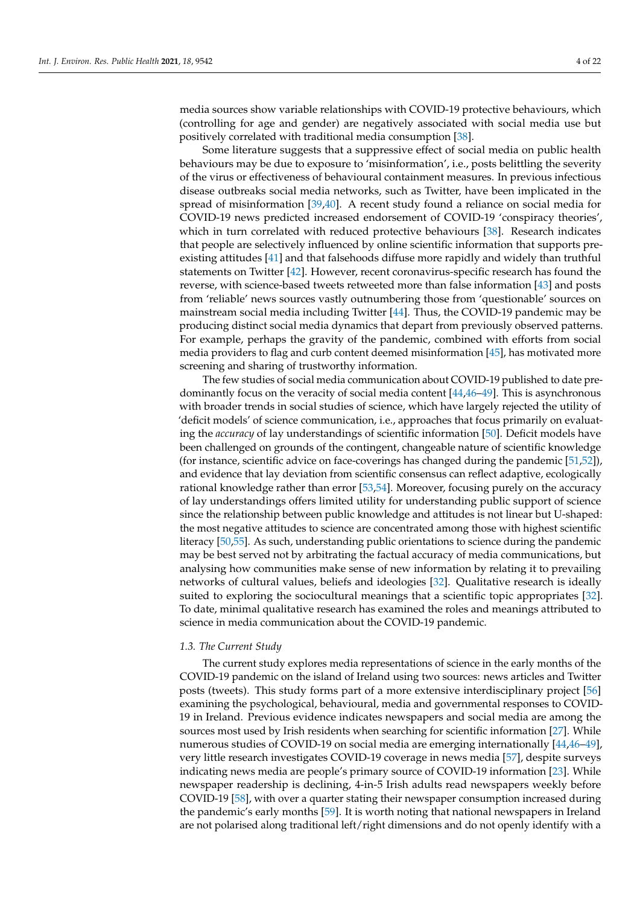media sources show variable relationships with COVID-19 protective behaviours, which (controlling for age and gender) are negatively associated with social media use but positively correlated with traditional media consumption [38].

Some literature suggests that a suppressive effect of social media on public health behaviours may be due to exposure to 'misinformation', i.e., posts belittling the severity of the virus or effectiveness of behavioural containment measures. In previous infectious disease outbreaks social media networks, such as Twitter, have been implicated in the spread of misinformation [39,40]. A recent study found a reliance on social media for COVID-19 news predicted increased endorsement of COVID-19 'conspiracy theories', which in turn correlated with reduced protective behaviours [38]. Research indicates that people are selectively influenced by online scientific information that supports pre-existing attitudes [41] and that falsehoods diffuse more rapidly and widely than truthful statements on Twitter [42]. However, recent coronavirus-specific research has found the reverse, with science-based tweets retweeted more than false information [43] and posts from 'reliable' news sources vastly outnumbering those from 'questionable' sources on mainstream social media including Twitter [44]. Thus, the COVID-19 pandemic may be producing distinct social media dynamics that depart from previously observed patterns. For example, perhaps the gravity of the pandemic, combined with efforts from social media providers to flag and curb content deemed misinformation [45], has motivated more screening and sharing of trustworthy information.

The few studies of social media communication about COVID-19 published to date predominantly focus on the veracity of social media content [44,46–49]. This is asynchronous with broader trends in social studies of science, which have largely rejected the utility of 'deficit models' of science communication, i.e., approaches that focus primarily on evaluating the *accuracy* of lay understandings of scientific information [50]. Deficit models have been challenged on grounds of the contingent, changeable nature of scientific knowledge (for instance, scientific advice on face-coverings has changed during the pandemic [51,52]), and evidence that lay deviation from scientific consensus can reflect adaptive, ecologically rational knowledge rather than error [53,54]. Moreover, focusing purely on the accuracy of lay understandings offers limited utility for understanding public support of science since the relationship between public knowledge and attitudes is not linear but U-shaped: the most negative attitudes to science are concentrated among those with highest scientific literacy [50,55]. As such, understanding public orientations to science during the pandemic may be best served not by arbitrating the factual accuracy of media communications, but analysing how communities make sense of new information by relating it to prevailing networks of cultural values, beliefs and ideologies [32]. Qualitative research is ideally suited to exploring the sociocultural meanings that a scientific topic appropriates [32]. To date, minimal qualitative research has examined the roles and meanings attributed to science in media communication about the COVID-19 pandemic.

### *1.3. The Current Study*

The current study explores media representations of science in the early months of the COVID-19 pandemic on the island of Ireland using two sources: news articles and Twitter posts (tweets). This study forms part of a more extensive interdisciplinary project [56] examining the psychological, behavioural, media and governmental responses to COVID-19 in Ireland. Previous evidence indicates newspapers and social media are among the sources most used by Irish residents when searching for scientific information [27]. While numerous studies of COVID-19 on social media are emerging internationally [44,46–49], very little research investigates COVID-19 coverage in news media [57], despite surveys indicating news media are people's primary source of COVID-19 information [23]. While newspaper readership is declining, 4-in-5 Irish adults read newspapers weekly before COVID-19 [58], with over a quarter stating their newspaper consumption increased during the pandemic's early months [59]. It is worth noting that national newspapers in Ireland are not polarised along traditional left/right dimensions and do not openly identify with a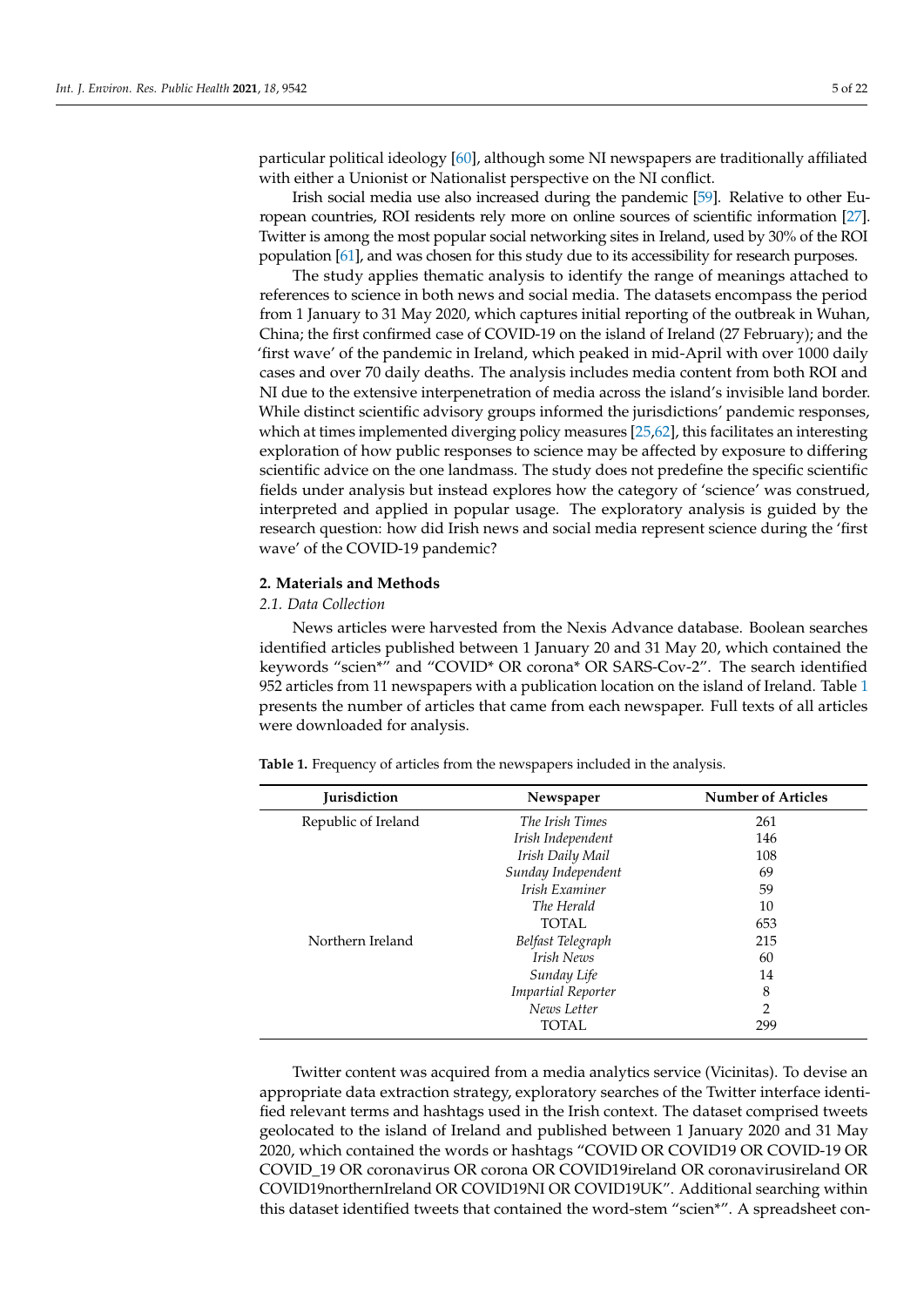particular political ideology [60], although some NI newspapers are traditionally affiliated with either a Unionist or Nationalist perspective on the NI conflict.

Irish social media use also increased during the pandemic [59]. Relative to other European countries, ROI residents rely more on online sources of scientific information [27]. Twitter is among the most popular social networking sites in Ireland, used by 30% of the ROI population [61], and was chosen for this study due to its accessibility for research purposes.

The study applies thematic analysis to identify the range of meanings attached to references to science in both news and social media. The datasets encompass the period from 1 January to 31 May 2020, which captures initial reporting of the outbreak in Wuhan, China; the first confirmed case of COVID-19 on the island of Ireland (27 February); and the 'first wave' of the pandemic in Ireland, which peaked in mid-April with over 1000 daily cases and over 70 daily deaths. The analysis includes media content from both ROI and NI due to the extensive interpenetration of media across the island's invisible land border. While distinct scientific advisory groups informed the jurisdictions' pandemic responses, which at times implemented diverging policy measures [25,62], this facilitates an interesting exploration of how public responses to science may be affected by exposure to differing scientific advice on the one landmass. The study does not predefine the specific scientific fields under analysis but instead explores how the category of 'science' was construed, interpreted and applied in popular usage. The exploratory analysis is guided by the research question: how did Irish news and social media represent science during the 'first wave' of the COVID-19 pandemic?

## 2. Materials and Methods

### *2.1. Data Collection*

News articles were harvested from the Nexis Advance database. Boolean searches identified articles published between 1 January 20 and 31 May 20, which contained the keywords "scien*" and "COVID* OR corona* OR SARS-Cov-2". The search identified 952 articles from 11 newspapers with a publication location on the island of Ireland. Table 1 presents the number of articles that came from each newspaper. Full texts of all articles were downloaded for analysis.

**Table 1.** Frequency of articles from the newspapers included in the analysis.

| Jurisdiction | Newspaper | Number of Articles |
|---|---|---|
| Republic of Ireland | *The Irish Times* | 261 |
| | *Irish Independent* | 146 |
| | *Irish Daily Mail* | 108 |
| | *Sunday Independent* | 69 |
| | *Irish Examiner* | 59 |
| | *The Herald* | 10 |
| | TOTAL | 653 |
| Northern Ireland | *Belfast Telegraph* | 215 |
| | *Irish News* | 60 |
| | *Sunday Life* | 14 |
| | *Impartial Reporter* | 8 |
| | *News Letter* | 2 |
| | TOTAL | 299 |

Twitter content was acquired from a media analytics service (Vicinitas). To devise an appropriate data extraction strategy, exploratory searches of the Twitter interface identified relevant terms and hashtags used in the Irish context. The dataset comprised tweets geolocated to the island of Ireland and published between 1 January 2020 and 31 May 2020, which contained the words or hashtags "COVID OR COVID19 OR COVID-19 OR COVID_19 OR coronavirus OR corona OR COVID19ireland OR coronavirusireland OR COVID19northernIreland OR COVID19NI OR COVID19UK". Additional searching within this dataset identified tweets that contained the word-stem "scien*". A spreadsheet con-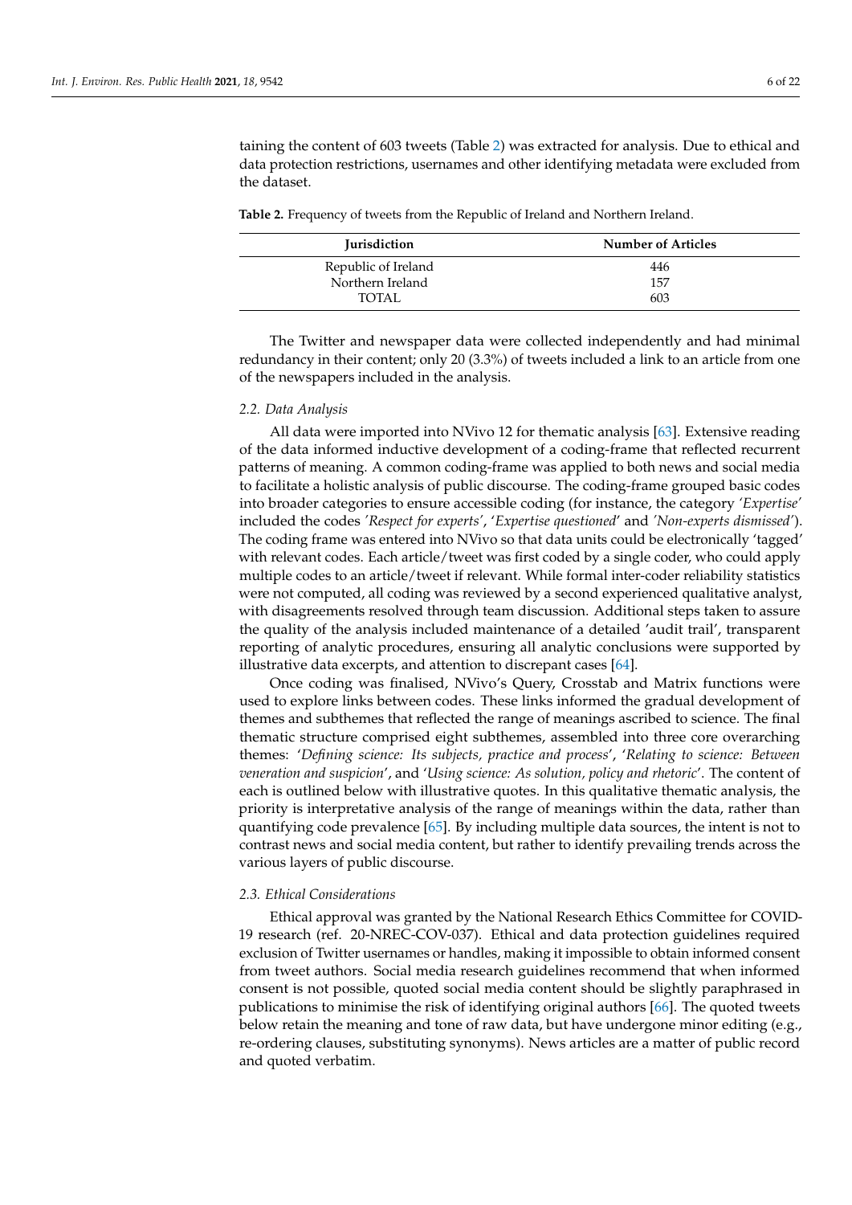taining the content of 603 tweets (Table 2) was extracted for analysis. Due to ethical and data protection restrictions, usernames and other identifying metadata were excluded from the dataset.

**Table 2.** Frequency of tweets from the Republic of Ireland and Northern Ireland.

| Jurisdiction | Number of Articles |
|---|---|
| Republic of Ireland | 446 |
| Northern Ireland | 157 |
| TOTAL | 603 |

The Twitter and newspaper data were collected independently and had minimal redundancy in their content; only 20 (3.3%) of tweets included a link to an article from one of the newspapers included in the analysis.

### 2.2. Data Analysis

All data were imported into NVivo 12 for thematic analysis [63]. Extensive reading of the data informed inductive development of a coding-frame that reflected recurrent patterns of meaning. A common coding-frame was applied to both news and social media to facilitate a holistic analysis of public discourse. The coding-frame grouped basic codes into broader categories to ensure accessible coding (for instance, the category *'Expertise'* included the codes *'Respect for experts'*, '*Expertise questioned*' and *'Non-experts dismissed'*). The coding frame was entered into NVivo so that data units could be electronically 'tagged' with relevant codes. Each article/tweet was first coded by a single coder, who could apply multiple codes to an article/tweet if relevant. While formal inter-coder reliability statistics were not computed, all coding was reviewed by a second experienced qualitative analyst, with disagreements resolved through team discussion. Additional steps taken to assure the quality of the analysis included maintenance of a detailed 'audit trail', transparent reporting of analytic procedures, ensuring all analytic conclusions were supported by illustrative data excerpts, and attention to discrepant cases [64].

Once coding was finalised, NVivo's Query, Crosstab and Matrix functions were used to explore links between codes. These links informed the gradual development of themes and subthemes that reflected the range of meanings ascribed to science. The final thematic structure comprised eight subthemes, assembled into three core overarching themes: '*Defining science: Its subjects, practice and process*', '*Relating to science: Between veneration and suspicion*', and '*Using science: As solution, policy and rhetoric*'. The content of each is outlined below with illustrative quotes. In this qualitative thematic analysis, the priority is interpretative analysis of the range of meanings within the data, rather than quantifying code prevalence [65]. By including multiple data sources, the intent is not to contrast news and social media content, but rather to identify prevailing trends across the various layers of public discourse.

### 2.3. Ethical Considerations

Ethical approval was granted by the National Research Ethics Committee for COVID-19 research (ref. 20-NREC-COV-037). Ethical and data protection guidelines required exclusion of Twitter usernames or handles, making it impossible to obtain informed consent from tweet authors. Social media research guidelines recommend that when informed consent is not possible, quoted social media content should be slightly paraphrased in publications to minimise the risk of identifying original authors [66]. The quoted tweets below retain the meaning and tone of raw data, but have undergone minor editing (e.g., re-ordering clauses, substituting synonyms). News articles are a matter of public record and quoted verbatim.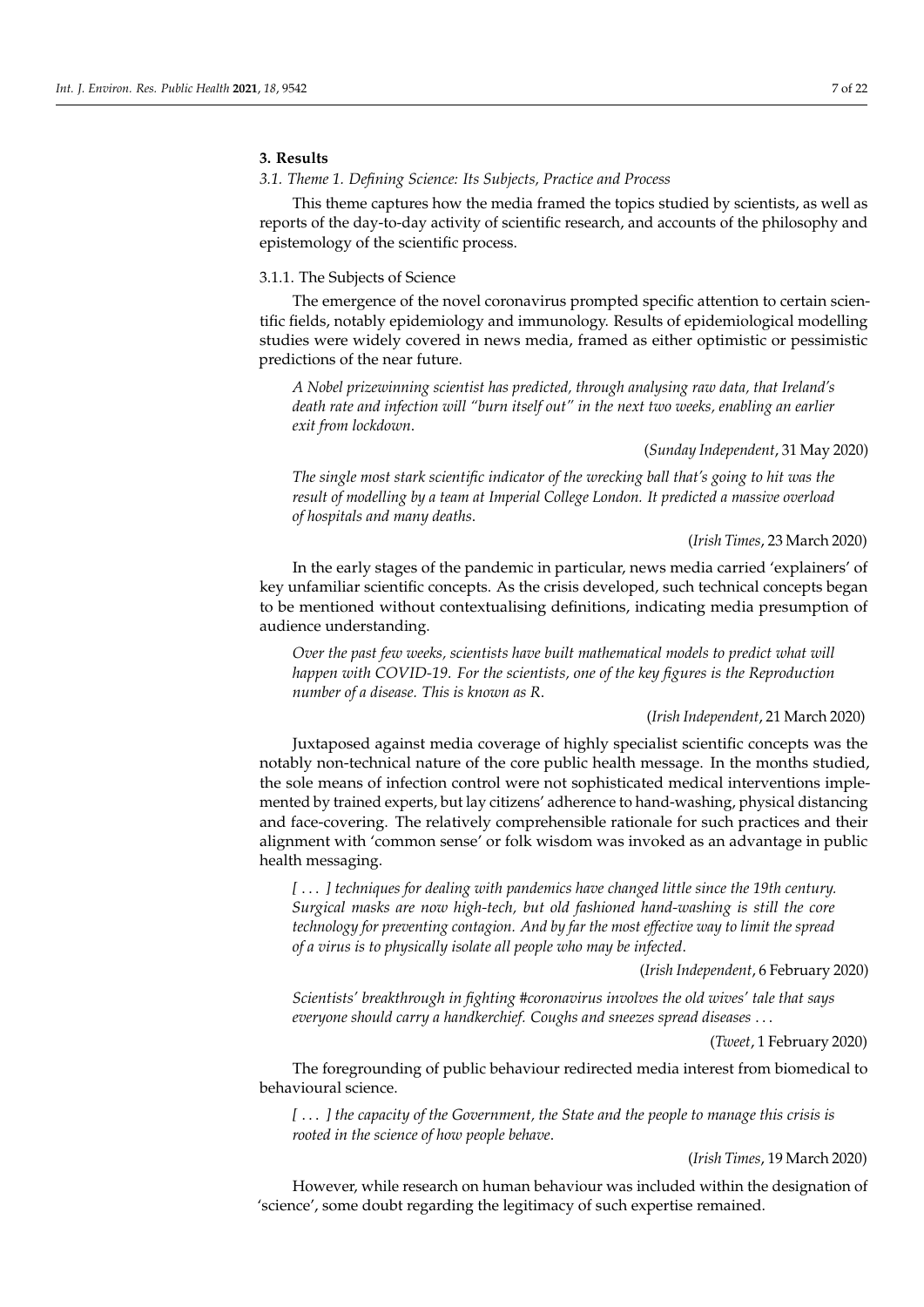## 3. Results

### 3.1. Theme 1. Defining Science: Its Subjects, Practice and Process

This theme captures how the media framed the topics studied by scientists, as well as reports of the day-to-day activity of scientific research, and accounts of the philosophy and epistemology of the scientific process.

#### 3.1.1. The Subjects of Science

The emergence of the novel coronavirus prompted specific attention to certain scientific fields, notably epidemiology and immunology. Results of epidemiological modelling studies were widely covered in news media, framed as either optimistic or pessimistic predictions of the near future.

> *A Nobel prizewinning scientist has predicted, through analysing raw data, that Ireland's death rate and infection will "burn itself out" in the next two weeks, enabling an earlier exit from lockdown.*
>
> (*Sunday Independent*, 31 May 2020)

> *The single most stark scientific indicator of the wrecking ball that's going to hit was the result of modelling by a team at Imperial College London. It predicted a massive overload of hospitals and many deaths.*
>
> (*Irish Times*, 23 March 2020)

In the early stages of the pandemic in particular, news media carried 'explainers' of key unfamiliar scientific concepts. As the crisis developed, such technical concepts began to be mentioned without contextualising definitions, indicating media presumption of audience understanding.

> *Over the past few weeks, scientists have built mathematical models to predict what will happen with COVID-19. For the scientists, one of the key figures is the Reproduction number of a disease. This is known as R.*
>
> (*Irish Independent*, 21 March 2020)

Juxtaposed against media coverage of highly specialist scientific concepts was the notably non-technical nature of the core public health message. In the months studied, the sole means of infection control were not sophisticated medical interventions implemented by trained experts, but lay citizens' adherence to hand-washing, physical distancing and face-covering. The relatively comprehensible rationale for such practices and their alignment with 'common sense' or folk wisdom was invoked as an advantage in public health messaging.

> *[ . . . ] techniques for dealing with pandemics have changed little since the 19th century. Surgical masks are now high-tech, but old fashioned hand-washing is still the core technology for preventing contagion. And by far the most effective way to limit the spread of a virus is to physically isolate all people who may be infected.*
>
> (*Irish Independent*, 6 February 2020)

> *Scientists' breakthrough in fighting #coronavirus involves the old wives' tale that says everyone should carry a handkerchief. Coughs and sneezes spread diseases . . .*
>
> (*Tweet*, 1 February 2020)

The foregrounding of public behaviour redirected media interest from biomedical to behavioural science.

> *[ . . . ] the capacity of the Government, the State and the people to manage this crisis is rooted in the science of how people behave.*
>
> (*Irish Times*, 19 March 2020)

However, while research on human behaviour was included within the designation of 'science', some doubt regarding the legitimacy of such expertise remained.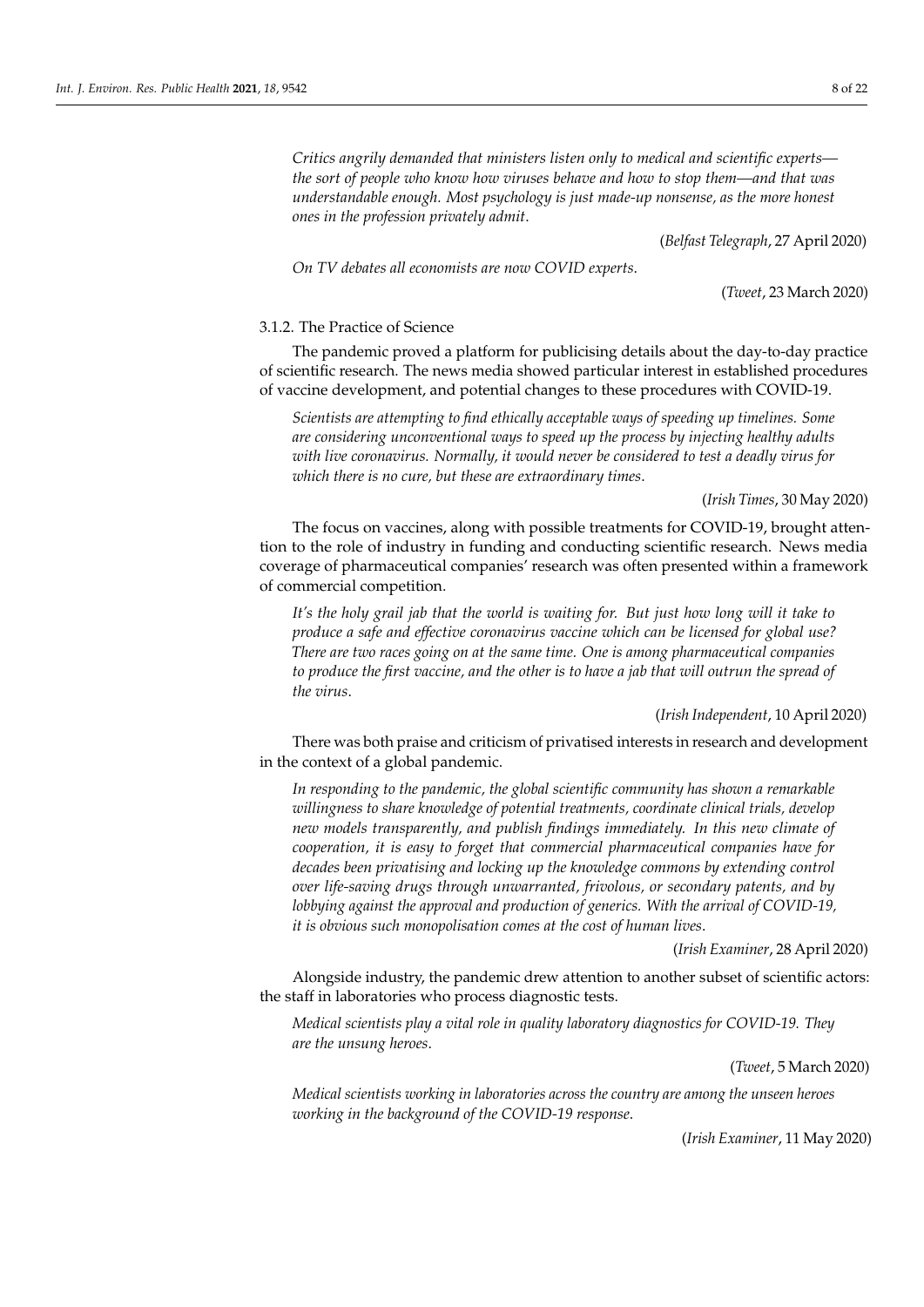*Critics angrily demanded that ministers listen only to medical and scientific experts—the sort of people who know how viruses behave and how to stop them—and that was understandable enough. Most psychology is just made-up nonsense, as the more honest ones in the profession privately admit.*

(*Belfast Telegraph*, 27 April 2020)

*On TV debates all economists are now COVID experts.*

(*Tweet*, 23 March 2020)

#### 3.1.2. The Practice of Science

The pandemic proved a platform for publicising details about the day-to-day practice of scientific research. The news media showed particular interest in established procedures of vaccine development, and potential changes to these procedures with COVID-19.

*Scientists are attempting to find ethically acceptable ways of speeding up timelines. Some are considering unconventional ways to speed up the process by injecting healthy adults with live coronavirus. Normally, it would never be considered to test a deadly virus for which there is no cure, but these are extraordinary times.*

(*Irish Times*, 30 May 2020)

The focus on vaccines, along with possible treatments for COVID-19, brought attention to the role of industry in funding and conducting scientific research. News media coverage of pharmaceutical companies' research was often presented within a framework of commercial competition.

*It's the holy grail jab that the world is waiting for. But just how long will it take to produce a safe and effective coronavirus vaccine which can be licensed for global use? There are two races going on at the same time. One is among pharmaceutical companies to produce the first vaccine, and the other is to have a jab that will outrun the spread of the virus.*

(*Irish Independent*, 10 April 2020)

There was both praise and criticism of privatised interests in research and development in the context of a global pandemic.

*In responding to the pandemic, the global scientific community has shown a remarkable willingness to share knowledge of potential treatments, coordinate clinical trials, develop new models transparently, and publish findings immediately. In this new climate of cooperation, it is easy to forget that commercial pharmaceutical companies have for decades been privatising and locking up the knowledge commons by extending control over life-saving drugs through unwarranted, frivolous, or secondary patents, and by lobbying against the approval and production of generics. With the arrival of COVID-19, it is obvious such monopolisation comes at the cost of human lives.*

(*Irish Examiner*, 28 April 2020)

Alongside industry, the pandemic drew attention to another subset of scientific actors: the staff in laboratories who process diagnostic tests.

*Medical scientists play a vital role in quality laboratory diagnostics for COVID-19. They are the unsung heroes.*

(*Tweet*, 5 March 2020)

*Medical scientists working in laboratories across the country are among the unseen heroes working in the background of the COVID-19 response.*

(*Irish Examiner*, 11 May 2020)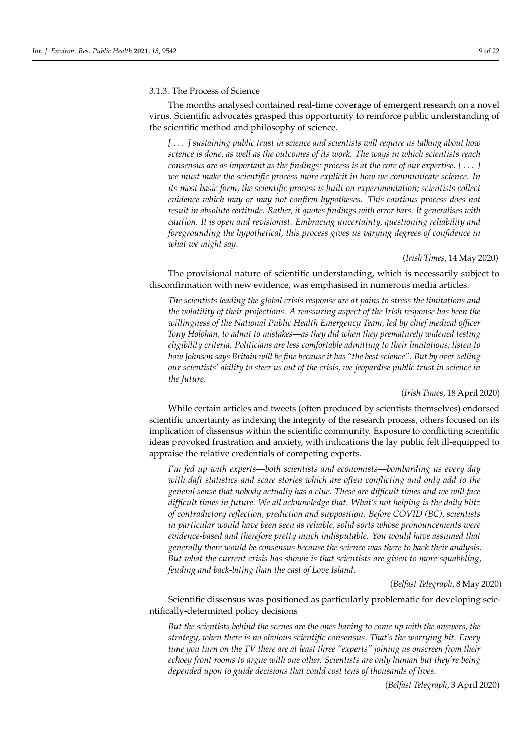#### 3.1.3. The Process of Science

The months analysed contained real-time coverage of emergent research on a novel virus. Scientific advocates grasped this opportunity to reinforce public understanding of the scientific method and philosophy of science.

> *[ . . . ] sustaining public trust in science and scientists will require us talking about how science is done, as well as the outcomes of its work. The ways in which scientists reach consensus are as important as the findings: process is at the core of our expertise. [ . . . ] we must make the scientific process more explicit in how we communicate science. In its most basic form, the scientific process is built on experimentation; scientists collect evidence which may or may not confirm hypotheses. This cautious process does not result in absolute certitude. Rather, it quotes findings with error bars. It generalises with caution. It is open and revisionist. Embracing uncertainty, questioning reliability and foregrounding the hypothetical, this process gives us varying degrees of confidence in what we might say.*
>
> (*Irish Times*, 14 May 2020)

The provisional nature of scientific understanding, which is necessarily subject to disconfirmation with new evidence, was emphasised in numerous media articles.

> *The scientists leading the global crisis response are at pains to stress the limitations and the volatility of their projections. A reassuring aspect of the Irish response has been the willingness of the National Public Health Emergency Team, led by chief medical officer Tony Holohan, to admit to mistakes—as they did when they prematurely widened testing eligibility criteria. Politicians are less comfortable admitting to their limitations; listen to how Johnson says Britain will be fine because it has "the best science". But by over-selling our scientists' ability to steer us out of the crisis, we jeopardise public trust in science in the future.*
>
> (*Irish Times*, 18 April 2020)

While certain articles and tweets (often produced by scientists themselves) endorsed scientific uncertainty as indexing the integrity of the research process, others focused on its implication of dissensus within the scientific community. Exposure to conflicting scientific ideas provoked frustration and anxiety, with indications the lay public felt ill-equipped to appraise the relative credentials of competing experts.

> *I'm fed up with experts—both scientists and economists—bombarding us every day with daft statistics and scare stories which are often conflicting and only add to the general sense that nobody actually has a clue. These are difficult times and we will face difficult times in future. We all acknowledge that. What's not helping is the daily blitz of contradictory reflection, prediction and supposition. Before COVID (BC), scientists in particular would have been seen as reliable, solid sorts whose pronouncements were evidence-based and therefore pretty much indisputable. You would have assumed that generally there would be consensus because the science was there to back their analysis. But what the current crisis has shown is that scientists are given to more squabbling, feuding and back-biting than the cast of Love Island.*
>
> (*Belfast Telegraph*, 8 May 2020)

Scientific dissensus was positioned as particularly problematic for developing scientifically-determined policy decisions

> *But the scientists behind the scenes are the ones having to come up with the answers, the strategy, when there is no obvious scientific consensus. That's the worrying bit. Every time you turn on the TV there are at least three "experts" joining us onscreen from their echoey front rooms to argue with one other. Scientists are only human but they're being depended upon to guide decisions that could cost tens of thousands of lives.*
>
> (*Belfast Telegraph*, 3 April 2020)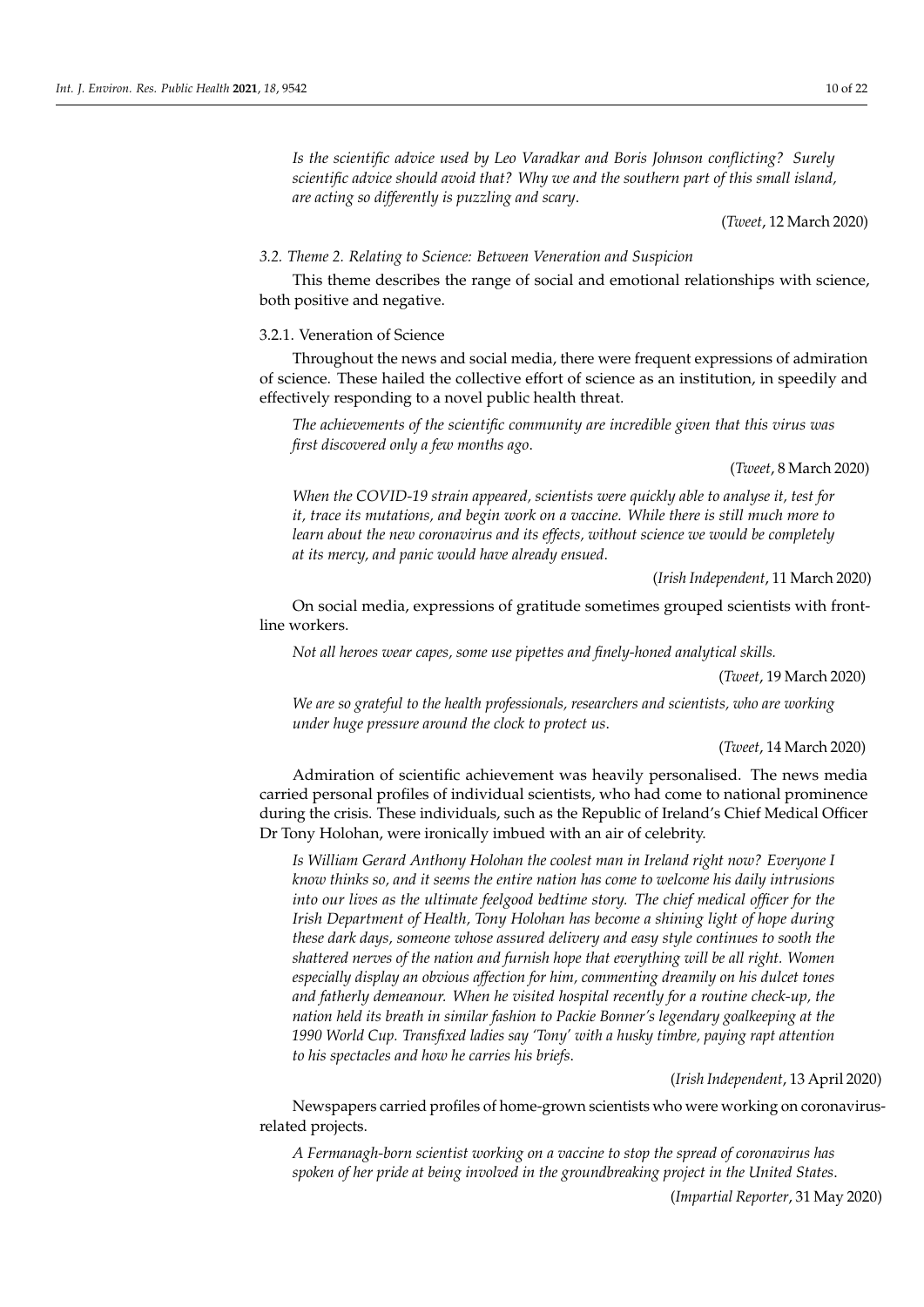*Is the scientific advice used by Leo Varadkar and Boris Johnson conflicting? Surely scientific advice should avoid that? Why we and the southern part of this small island, are acting so differently is puzzling and scary*.

(*Tweet*, 12 March 2020)

### *3.2. Theme 2. Relating to Science: Between Veneration and Suspicion*

This theme describes the range of social and emotional relationships with science, both positive and negative.

#### 3.2.1. Veneration of Science

Throughout the news and social media, there were frequent expressions of admiration of science. These hailed the collective effort of science as an institution, in speedily and effectively responding to a novel public health threat.

*The achievements of the scientific community are incredible given that this virus was first discovered only a few months ago*.

(*Tweet*, 8 March 2020)

*When the COVID-19 strain appeared, scientists were quickly able to analyse it, test for it, trace its mutations, and begin work on a vaccine. While there is still much more to learn about the new coronavirus and its effects, without science we would be completely at its mercy, and panic would have already ensued*.

(*Irish Independent*, 11 March 2020)

On social media, expressions of gratitude sometimes grouped scientists with front-line workers.

*Not all heroes wear capes, some use pipettes and finely-honed analytical skills.*

(*Tweet*, 19 March 2020)

*We are so grateful to the health professionals, researchers and scientists, who are working under huge pressure around the clock to protect us*.

(*Tweet*, 14 March 2020)

Admiration of scientific achievement was heavily personalised. The news media carried personal profiles of individual scientists, who had come to national prominence during the crisis. These individuals, such as the Republic of Ireland's Chief Medical Officer Dr Tony Holohan, were ironically imbued with an air of celebrity.

*Is William Gerard Anthony Holohan the coolest man in Ireland right now? Everyone I know thinks so, and it seems the entire nation has come to welcome his daily intrusions into our lives as the ultimate feelgood bedtime story. The chief medical officer for the Irish Department of Health, Tony Holohan has become a shining light of hope during these dark days, someone whose assured delivery and easy style continues to sooth the shattered nerves of the nation and furnish hope that everything will be all right. Women especially display an obvious affection for him, commenting dreamily on his dulcet tones and fatherly demeanour. When he visited hospital recently for a routine check-up, the nation held its breath in similar fashion to Packie Bonner's legendary goalkeeping at the 1990 World Cup. Transfixed ladies say 'Tony' with a husky timbre, paying rapt attention to his spectacles and how he carries his briefs.*

(*Irish Independent*, 13 April 2020)

Newspapers carried profiles of home-grown scientists who were working on coronavirus-related projects.

*A Fermanagh-born scientist working on a vaccine to stop the spread of coronavirus has spoken of her pride at being involved in the groundbreaking project in the United States*.

(*Impartial Reporter*, 31 May 2020)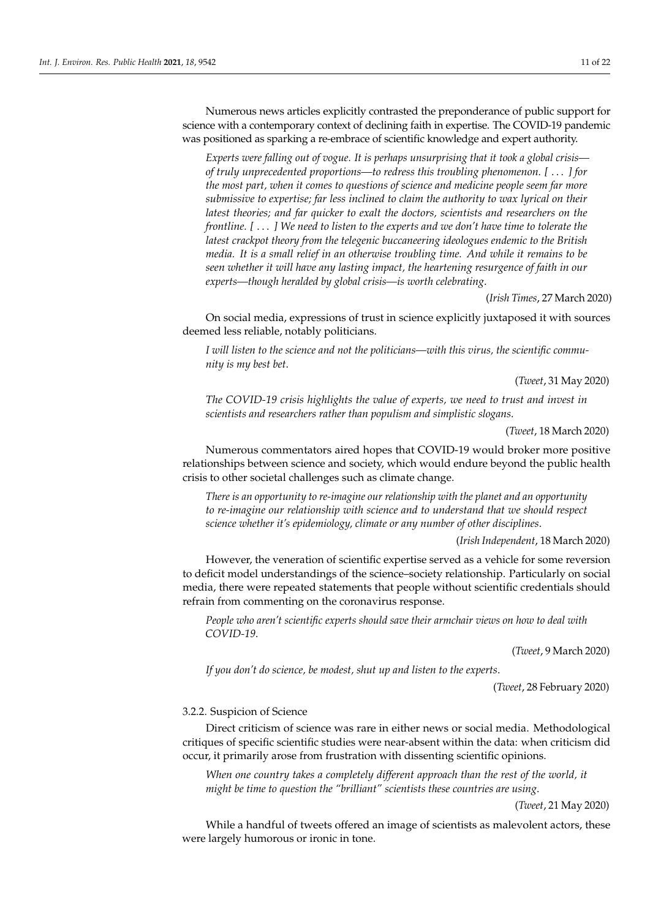Numerous news articles explicitly contrasted the preponderance of public support for science with a contemporary context of declining faith in expertise. The COVID-19 pandemic was positioned as sparking a re-embrace of scientific knowledge and expert authority.

> *Experts were falling out of vogue. It is perhaps unsurprising that it took a global crisis—of truly unprecedented proportions—to redress this troubling phenomenon. [ . . . ] for the most part, when it comes to questions of science and medicine people seem far more submissive to expertise; far less inclined to claim the authority to wax lyrical on their latest theories; and far quicker to exalt the doctors, scientists and researchers on the frontline. [ . . . ] We need to listen to the experts and we don't have time to tolerate the latest crackpot theory from the telegenic buccaneering ideologues endemic to the British media. It is a small relief in an otherwise troubling time. And while it remains to be seen whether it will have any lasting impact, the heartening resurgence of faith in our experts—though heralded by global crisis—is worth celebrating.*
>
> (*Irish Times*, 27 March 2020)

On social media, expressions of trust in science explicitly juxtaposed it with sources deemed less reliable, notably politicians.

> *I will listen to the science and not the politicians—with this virus, the scientific community is my best bet.*
>
> (*Tweet*, 31 May 2020)

> *The COVID-19 crisis highlights the value of experts, we need to trust and invest in scientists and researchers rather than populism and simplistic slogans.*
>
> (*Tweet*, 18 March 2020)

Numerous commentators aired hopes that COVID-19 would broker more positive relationships between science and society, which would endure beyond the public health crisis to other societal challenges such as climate change.

> *There is an opportunity to re-imagine our relationship with the planet and an opportunity to re-imagine our relationship with science and to understand that we should respect science whether it's epidemiology, climate or any number of other disciplines.*
>
> (*Irish Independent*, 18 March 2020)

However, the veneration of scientific expertise served as a vehicle for some reversion to deficit model understandings of the science–society relationship. Particularly on social media, there were repeated statements that people without scientific credentials should refrain from commenting on the coronavirus response.

> *People who aren't scientific experts should save their armchair views on how to deal with COVID-19.*
>
> (*Tweet*, 9 March 2020)

> *If you don't do science, be modest, shut up and listen to the experts.*
>
> (*Tweet*, 28 February 2020)

#### 3.2.2. Suspicion of Science

Direct criticism of science was rare in either news or social media. Methodological critiques of specific scientific studies were near-absent within the data: when criticism did occur, it primarily arose from frustration with dissenting scientific opinions.

> *When one country takes a completely different approach than the rest of the world, it might be time to question the "brilliant" scientists these countries are using.*
>
> (*Tweet*, 21 May 2020)

While a handful of tweets offered an image of scientists as malevolent actors, these were largely humorous or ironic in tone.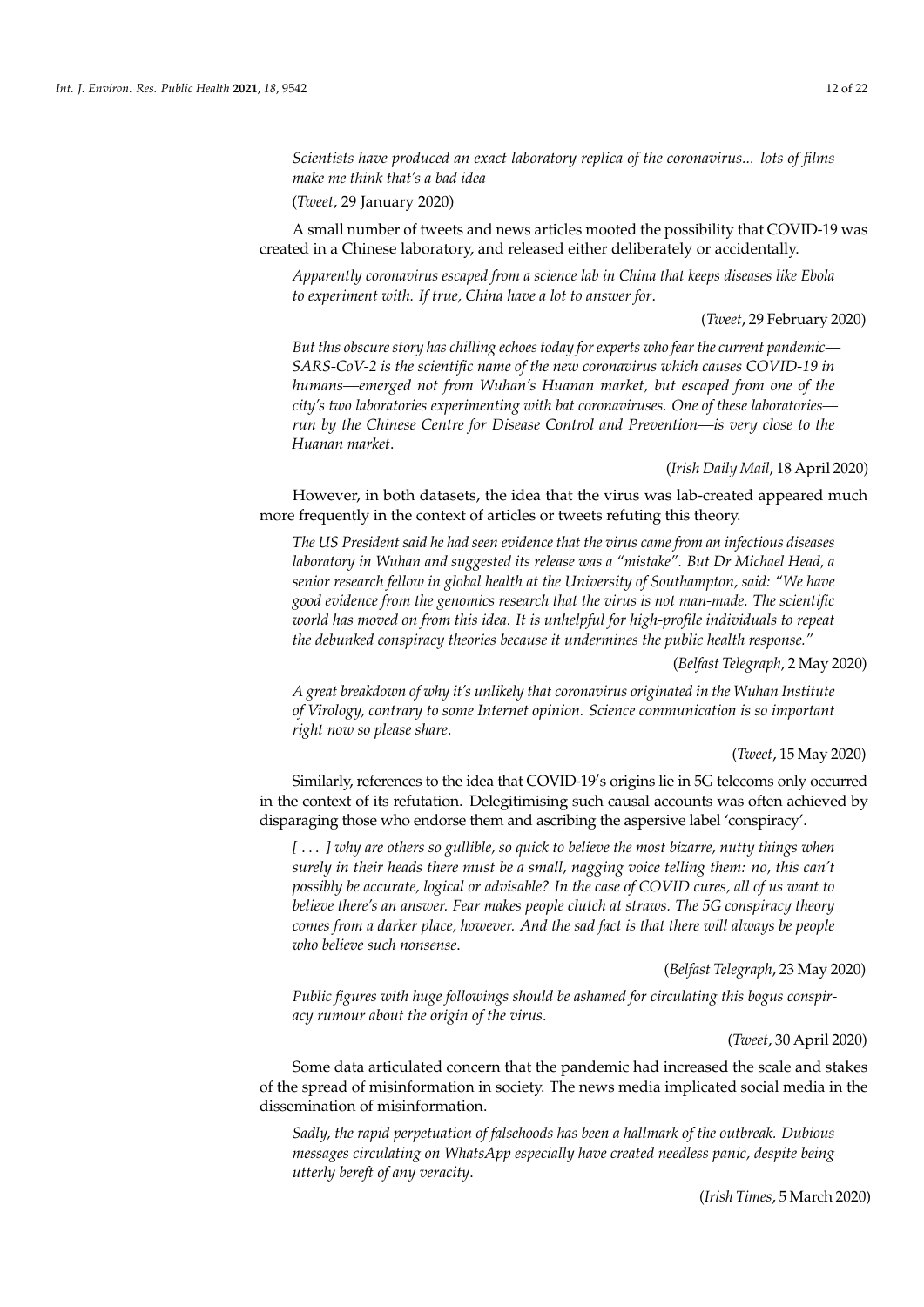*Scientists have produced an exact laboratory replica of the coronavirus... lots of films make me think that's a bad idea*

(*Tweet*, 29 January 2020)

A small number of tweets and news articles mooted the possibility that COVID-19 was created in a Chinese laboratory, and released either deliberately or accidentally.

*Apparently coronavirus escaped from a science lab in China that keeps diseases like Ebola to experiment with. If true, China have a lot to answer for.*

(*Tweet*, 29 February 2020)

*But this obscure story has chilling echoes today for experts who fear the current pandemic—SARS-CoV-2 is the scientific name of the new coronavirus which causes COVID-19 in humans—emerged not from Wuhan's Huanan market, but escaped from one of the city's two laboratories experimenting with bat coronaviruses. One of these laboratories—run by the Chinese Centre for Disease Control and Prevention—is very close to the Huanan market.*

(*Irish Daily Mail*, 18 April 2020)

However, in both datasets, the idea that the virus was lab-created appeared much more frequently in the context of articles or tweets refuting this theory.

*The US President said he had seen evidence that the virus came from an infectious diseases laboratory in Wuhan and suggested its release was a "mistake". But Dr Michael Head, a senior research fellow in global health at the University of Southampton, said: "We have good evidence from the genomics research that the virus is not man-made. The scientific world has moved on from this idea. It is unhelpful for high-profile individuals to repeat the debunked conspiracy theories because it undermines the public health response."*

(*Belfast Telegraph*, 2 May 2020)

*A great breakdown of why it's unlikely that coronavirus originated in the Wuhan Institute of Virology, contrary to some Internet opinion. Science communication is so important right now so please share.*

(*Tweet*, 15 May 2020)

Similarly, references to the idea that COVID-19's origins lie in 5G telecoms only occurred in the context of its refutation. Delegitimising such causal accounts was often achieved by disparaging those who endorse them and ascribing the aspersive label 'conspiracy'.

*[ . . . ] why are others so gullible, so quick to believe the most bizarre, nutty things when surely in their heads there must be a small, nagging voice telling them: no, this can't possibly be accurate, logical or advisable? In the case of COVID cures, all of us want to believe there's an answer. Fear makes people clutch at straws. The 5G conspiracy theory comes from a darker place, however. And the sad fact is that there will always be people who believe such nonsense.*

(*Belfast Telegraph*, 23 May 2020)

*Public figures with huge followings should be ashamed for circulating this bogus conspiracy rumour about the origin of the virus.*

(*Tweet*, 30 April 2020)

Some data articulated concern that the pandemic had increased the scale and stakes of the spread of misinformation in society. The news media implicated social media in the dissemination of misinformation.

*Sadly, the rapid perpetuation of falsehoods has been a hallmark of the outbreak. Dubious messages circulating on WhatsApp especially have created needless panic, despite being utterly bereft of any veracity.*

(*Irish Times*, 5 March 2020)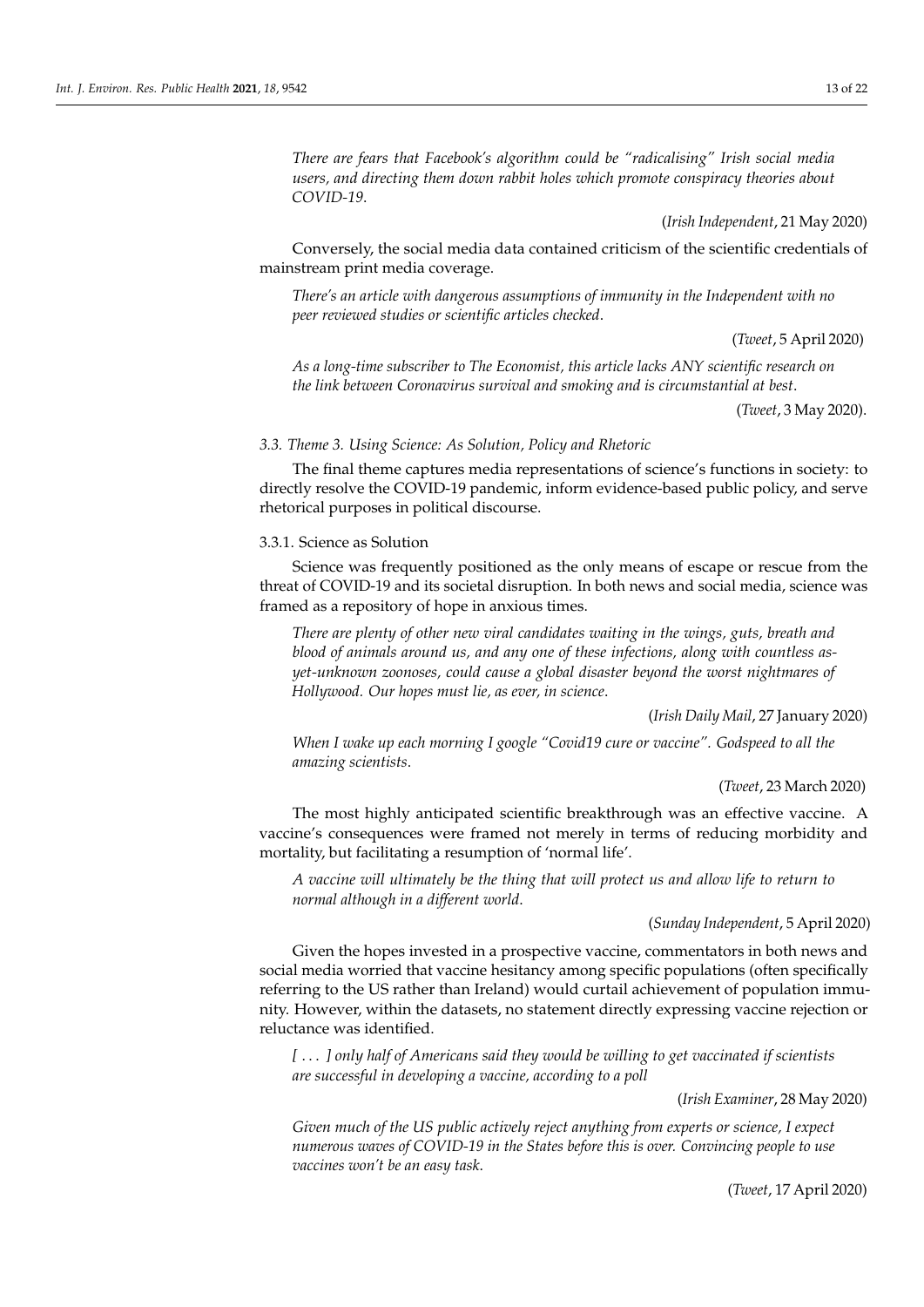*There are fears that Facebook's algorithm could be "radicalising" Irish social media users, and directing them down rabbit holes which promote conspiracy theories about COVID-19.*

(*Irish Independent*, 21 May 2020)

Conversely, the social media data contained criticism of the scientific credentials of mainstream print media coverage.

*There's an article with dangerous assumptions of immunity in the Independent with no peer reviewed studies or scientific articles checked.*

(*Tweet*, 5 April 2020)

*As a long-time subscriber to The Economist, this article lacks ANY scientific research on the link between Coronavirus survival and smoking and is circumstantial at best.*

(*Tweet*, 3 May 2020).

### *3.3. Theme 3. Using Science: As Solution, Policy and Rhetoric*

The final theme captures media representations of science's functions in society: to directly resolve the COVID-19 pandemic, inform evidence-based public policy, and serve rhetorical purposes in political discourse.

#### 3.3.1. Science as Solution

Science was frequently positioned as the only means of escape or rescue from the threat of COVID-19 and its societal disruption. In both news and social media, science was framed as a repository of hope in anxious times.

*There are plenty of other new viral candidates waiting in the wings, guts, breath and blood of animals around us, and any one of these infections, along with countless as-yet-unknown zoonoses, could cause a global disaster beyond the worst nightmares of Hollywood. Our hopes must lie, as ever, in science.*

(*Irish Daily Mail*, 27 January 2020)

*When I wake up each morning I google "Covid19 cure or vaccine". Godspeed to all the amazing scientists.*

(*Tweet*, 23 March 2020)

The most highly anticipated scientific breakthrough was an effective vaccine. A vaccine's consequences were framed not merely in terms of reducing morbidity and mortality, but facilitating a resumption of 'normal life'.

*A vaccine will ultimately be the thing that will protect us and allow life to return to normal although in a different world.*

(*Sunday Independent*, 5 April 2020)

Given the hopes invested in a prospective vaccine, commentators in both news and social media worried that vaccine hesitancy among specific populations (often specifically referring to the US rather than Ireland) would curtail achievement of population immunity. However, within the datasets, no statement directly expressing vaccine rejection or reluctance was identified.

*[ . . . ] only half of Americans said they would be willing to get vaccinated if scientists are successful in developing a vaccine, according to a poll*

(*Irish Examiner*, 28 May 2020)

*Given much of the US public actively reject anything from experts or science, I expect numerous waves of COVID-19 in the States before this is over. Convincing people to use vaccines won't be an easy task.*

(*Tweet*, 17 April 2020)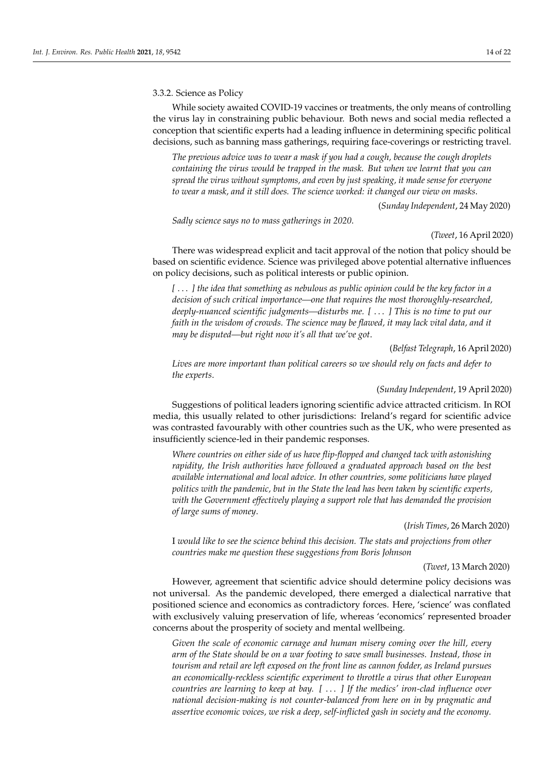#### 3.3.2. Science as Policy

While society awaited COVID-19 vaccines or treatments, the only means of controlling the virus lay in constraining public behaviour. Both news and social media reflected a conception that scientific experts had a leading influence in determining specific political decisions, such as banning mass gatherings, requiring face-coverings or restricting travel.

> *The previous advice was to wear a mask if you had a cough, because the cough droplets containing the virus would be trapped in the mask. But when we learnt that you can spread the virus without symptoms, and even by just speaking, it made sense for everyone to wear a mask, and it still does. The science worked: it changed our view on masks.*
>
> (*Sunday Independent*, 24 May 2020)

> *Sadly science says no to mass gatherings in 2020.*
>
> (*Tweet*, 16 April 2020)

There was widespread explicit and tacit approval of the notion that policy should be based on scientific evidence. Science was privileged above potential alternative influences on policy decisions, such as political interests or public opinion.

> *[ . . . ] the idea that something as nebulous as public opinion could be the key factor in a decision of such critical importance—one that requires the most thoroughly-researched, deeply-nuanced scientific judgments—disturbs me. [ . . . ] This is no time to put our faith in the wisdom of crowds. The science may be flawed, it may lack vital data, and it may be disputed—but right now it's all that we've got.*
>
> (*Belfast Telegraph*, 16 April 2020)

> *Lives are more important than political careers so we should rely on facts and defer to the experts.*
>
> (*Sunday Independent*, 19 April 2020)

Suggestions of political leaders ignoring scientific advice attracted criticism. In ROI media, this usually related to other jurisdictions: Ireland's regard for scientific advice was contrasted favourably with other countries such as the UK, who were presented as insufficiently science-led in their pandemic responses.

> *Where countries on either side of us have flip-flopped and changed tack with astonishing rapidity, the Irish authorities have followed a graduated approach based on the best available international and local advice. In other countries, some politicians have played politics with the pandemic, but in the State the lead has been taken by scientific experts, with the Government effectively playing a support role that has demanded the provision of large sums of money.*
>
> (*Irish Times*, 26 March 2020)

> I *would like to see the science behind this decision. The stats and projections from other countries make me question these suggestions from Boris Johnson*
>
> (*Tweet*, 13 March 2020)

However, agreement that scientific advice should determine policy decisions was not universal. As the pandemic developed, there emerged a dialectical narrative that positioned science and economics as contradictory forces. Here, 'science' was conflated with exclusively valuing preservation of life, whereas 'economics' represented broader concerns about the prosperity of society and mental wellbeing.

> *Given the scale of economic carnage and human misery coming over the hill, every arm of the State should be on a war footing to save small businesses. Instead, those in tourism and retail are left exposed on the front line as cannon fodder, as Ireland pursues an economically-reckless scientific experiment to throttle a virus that other European countries are learning to keep at bay. [ . . . ] If the medics' iron-clad influence over national decision-making is not counter-balanced from here on in by pragmatic and assertive economic voices, we risk a deep, self-inflicted gash in society and the economy.*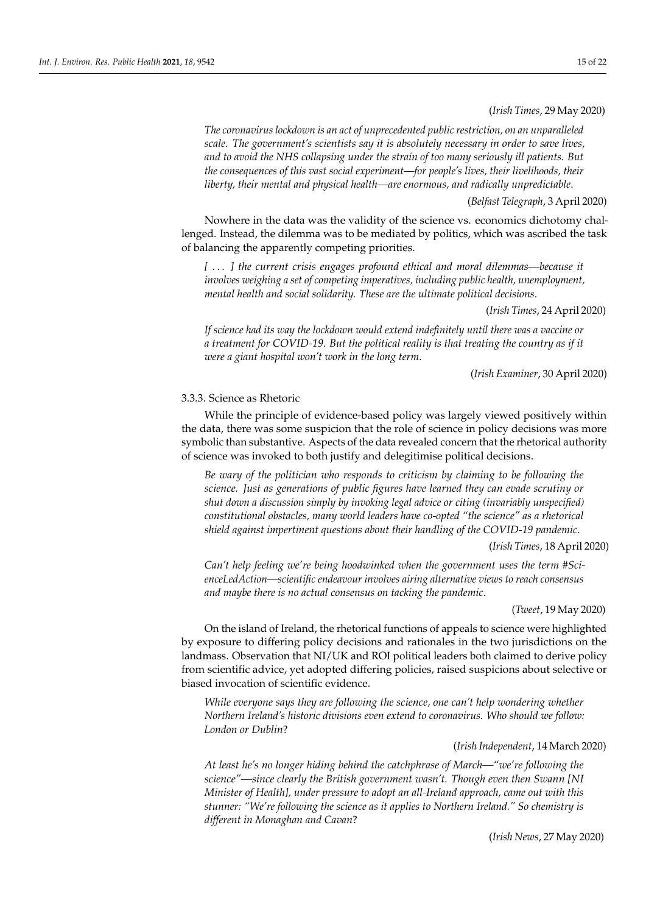(*Irish Times*, 29 May 2020)

*The coronavirus lockdown is an act of unprecedented public restriction, on an unparalleled scale. The government's scientists say it is absolutely necessary in order to save lives, and to avoid the NHS collapsing under the strain of too many seriously ill patients. But the consequences of this vast social experiment—for people's lives, their livelihoods, their liberty, their mental and physical health—are enormous, and radically unpredictable.*

(*Belfast Telegraph*, 3 April 2020)

Nowhere in the data was the validity of the science vs. economics dichotomy challenged. Instead, the dilemma was to be mediated by politics, which was ascribed the task of balancing the apparently competing priorities.

*[ ... ] the current crisis engages profound ethical and moral dilemmas—because it involves weighing a set of competing imperatives, including public health, unemployment, mental health and social solidarity. These are the ultimate political decisions.*

(*Irish Times*, 24 April 2020)

*If science had its way the lockdown would extend indefinitely until there was a vaccine or a treatment for COVID-19. But the political reality is that treating the country as if it were a giant hospital won't work in the long term.*

(*Irish Examiner*, 30 April 2020)

#### 3.3.3. Science as Rhetoric

While the principle of evidence-based policy was largely viewed positively within the data, there was some suspicion that the role of science in policy decisions was more symbolic than substantive. Aspects of the data revealed concern that the rhetorical authority of science was invoked to both justify and delegitimise political decisions.

*Be wary of the politician who responds to criticism by claiming to be following the science. Just as generations of public figures have learned they can evade scrutiny or shut down a discussion simply by invoking legal advice or citing (invariably unspecified) constitutional obstacles, many world leaders have co-opted "the science" as a rhetorical shield against impertinent questions about their handling of the COVID-19 pandemic.*

(*Irish Times*, 18 April 2020)

*Can't help feeling we're being hoodwinked when the government uses the term #ScienceLedAction—scientific endeavour involves airing alternative views to reach consensus and maybe there is no actual consensus on tacking the pandemic.*

(*Tweet*, 19 May 2020)

On the island of Ireland, the rhetorical functions of appeals to science were highlighted by exposure to differing policy decisions and rationales in the two jurisdictions on the landmass. Observation that NI/UK and ROI political leaders both claimed to derive policy from scientific advice, yet adopted differing policies, raised suspicions about selective or biased invocation of scientific evidence.

*While everyone says they are following the science, one can't help wondering whether Northern Ireland's historic divisions even extend to coronavirus. Who should we follow: London or Dublin?*

(*Irish Independent*, 14 March 2020)

*At least he's no longer hiding behind the catchphrase of March—"we're following the science"—since clearly the British government wasn't. Though even then Swann [NI Minister of Health], under pressure to adopt an all-Ireland approach, came out with this stunner: "We're following the science as it applies to Northern Ireland." So chemistry is different in Monaghan and Cavan?*

(*Irish News*, 27 May 2020)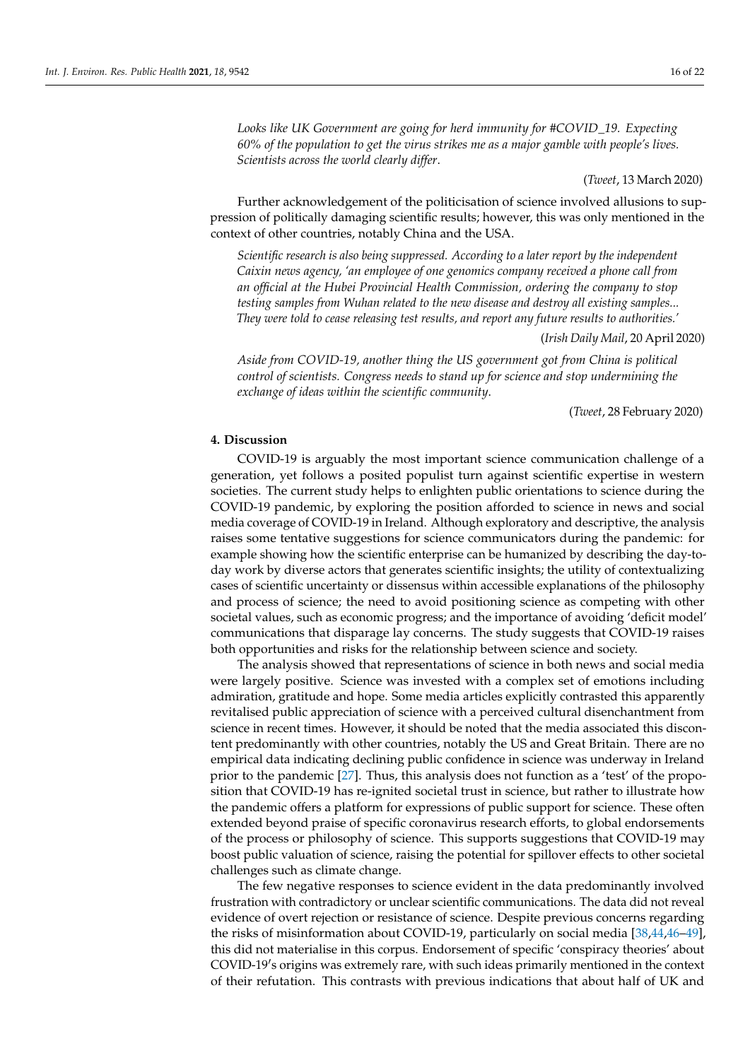*Looks like UK Government are going for herd immunity for #COVID_19. Expecting 60% of the population to get the virus strikes me as a major gamble with people's lives. Scientists across the world clearly differ.*

(*Tweet*, 13 March 2020)

Further acknowledgement of the politicisation of science involved allusions to suppression of politically damaging scientific results; however, this was only mentioned in the context of other countries, notably China and the USA.

*Scientific research is also being suppressed. According to a later report by the independent Caixin news agency, 'an employee of one genomics company received a phone call from an official at the Hubei Provincial Health Commission, ordering the company to stop testing samples from Wuhan related to the new disease and destroy all existing samples... They were told to cease releasing test results, and report any future results to authorities.'*

(*Irish Daily Mail*, 20 April 2020)

*Aside from COVID-19, another thing the US government got from China is political control of scientists. Congress needs to stand up for science and stop undermining the exchange of ideas within the scientific community.*

(*Tweet*, 28 February 2020)

## 4. Discussion

COVID-19 is arguably the most important science communication challenge of a generation, yet follows a posited populist turn against scientific expertise in western societies. The current study helps to enlighten public orientations to science during the COVID-19 pandemic, by exploring the position afforded to science in news and social media coverage of COVID-19 in Ireland. Although exploratory and descriptive, the analysis raises some tentative suggestions for science communicators during the pandemic: for example showing how the scientific enterprise can be humanized by describing the day-to-day work by diverse actors that generates scientific insights; the utility of contextualizing cases of scientific uncertainty or dissensus within accessible explanations of the philosophy and process of science; the need to avoid positioning science as competing with other societal values, such as economic progress; and the importance of avoiding 'deficit model' communications that disparage lay concerns. The study suggests that COVID-19 raises both opportunities and risks for the relationship between science and society.

The analysis showed that representations of science in both news and social media were largely positive. Science was invested with a complex set of emotions including admiration, gratitude and hope. Some media articles explicitly contrasted this apparently revitalised public appreciation of science with a perceived cultural disenchantment from science in recent times. However, it should be noted that the media associated this discontent predominantly with other countries, notably the US and Great Britain. There are no empirical data indicating declining public confidence in science was underway in Ireland prior to the pandemic [27]. Thus, this analysis does not function as a 'test' of the proposition that COVID-19 has re-ignited societal trust in science, but rather to illustrate how the pandemic offers a platform for expressions of public support for science. These often extended beyond praise of specific coronavirus research efforts, to global endorsements of the process or philosophy of science. This supports suggestions that COVID-19 may boost public valuation of science, raising the potential for spillover effects to other societal challenges such as climate change.

The few negative responses to science evident in the data predominantly involved frustration with contradictory or unclear scientific communications. The data did not reveal evidence of overt rejection or resistance of science. Despite previous concerns regarding the risks of misinformation about COVID-19, particularly on social media [38,44,46–49], this did not materialise in this corpus. Endorsement of specific 'conspiracy theories' about COVID-19′s origins was extremely rare, with such ideas primarily mentioned in the context of their refutation. This contrasts with previous indications that about half of UK and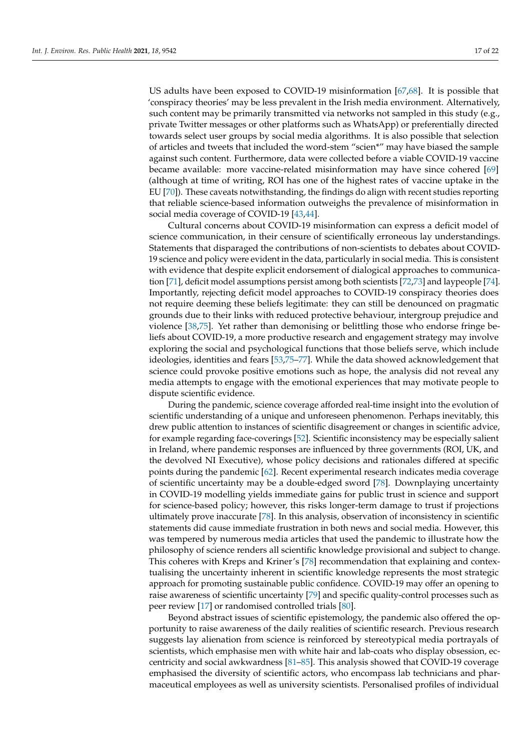US adults have been exposed to COVID-19 misinformation [67,68]. It is possible that 'conspiracy theories' may be less prevalent in the Irish media environment. Alternatively, such content may be primarily transmitted via networks not sampled in this study (e.g., private Twitter messages or other platforms such as WhatsApp) or preferentially directed towards select user groups by social media algorithms. It is also possible that selection of articles and tweets that included the word-stem "scien*" may have biased the sample against such content. Furthermore, data were collected before a viable COVID-19 vaccine became available: more vaccine-related misinformation may have since cohered [69] (although at time of writing, ROI has one of the highest rates of vaccine uptake in the EU [70]). These caveats notwithstanding, the findings do align with recent studies reporting that reliable science-based information outweighs the prevalence of misinformation in social media coverage of COVID-19 [43,44].

Cultural concerns about COVID-19 misinformation can express a deficit model of science communication, in their censure of scientifically erroneous lay understandings. Statements that disparaged the contributions of non-scientists to debates about COVID-19 science and policy were evident in the data, particularly in social media. This is consistent with evidence that despite explicit endorsement of dialogical approaches to communication [71], deficit model assumptions persist among both scientists [72,73] and laypeople [74]. Importantly, rejecting deficit model approaches to COVID-19 conspiracy theories does not require deeming these beliefs legitimate: they can still be denounced on pragmatic grounds due to their links with reduced protective behaviour, intergroup prejudice and violence [38,75]. Yet rather than demonising or belittling those who endorse fringe beliefs about COVID-19, a more productive research and engagement strategy may involve exploring the social and psychological functions that those beliefs serve, which include ideologies, identities and fears [53,75–77]. While the data showed acknowledgement that science could provoke positive emotions such as hope, the analysis did not reveal any media attempts to engage with the emotional experiences that may motivate people to dispute scientific evidence.

During the pandemic, science coverage afforded real-time insight into the evolution of scientific understanding of a unique and unforeseen phenomenon. Perhaps inevitably, this drew public attention to instances of scientific disagreement or changes in scientific advice, for example regarding face-coverings [52]. Scientific inconsistency may be especially salient in Ireland, where pandemic responses are influenced by three governments (ROI, UK, and the devolved NI Executive), whose policy decisions and rationales differed at specific points during the pandemic [62]. Recent experimental research indicates media coverage of scientific uncertainty may be a double-edged sword [78]. Downplaying uncertainty in COVID-19 modelling yields immediate gains for public trust in science and support for science-based policy; however, this risks longer-term damage to trust if projections ultimately prove inaccurate [78]. In this analysis, observation of inconsistency in scientific statements did cause immediate frustration in both news and social media. However, this was tempered by numerous media articles that used the pandemic to illustrate how the philosophy of science renders all scientific knowledge provisional and subject to change. This coheres with Kreps and Kriner's [78] recommendation that explaining and contextualising the uncertainty inherent in scientific knowledge represents the most strategic approach for promoting sustainable public confidence. COVID-19 may offer an opening to raise awareness of scientific uncertainty [79] and specific quality-control processes such as peer review [17] or randomised controlled trials [80].

Beyond abstract issues of scientific epistemology, the pandemic also offered the opportunity to raise awareness of the daily realities of scientific research. Previous research suggests lay alienation from science is reinforced by stereotypical media portrayals of scientists, which emphasise men with white hair and lab-coats who display obsession, eccentricity and social awkwardness [81–85]. This analysis showed that COVID-19 coverage emphasised the diversity of scientific actors, who encompass lab technicians and pharmaceutical employees as well as university scientists. Personalised profiles of individual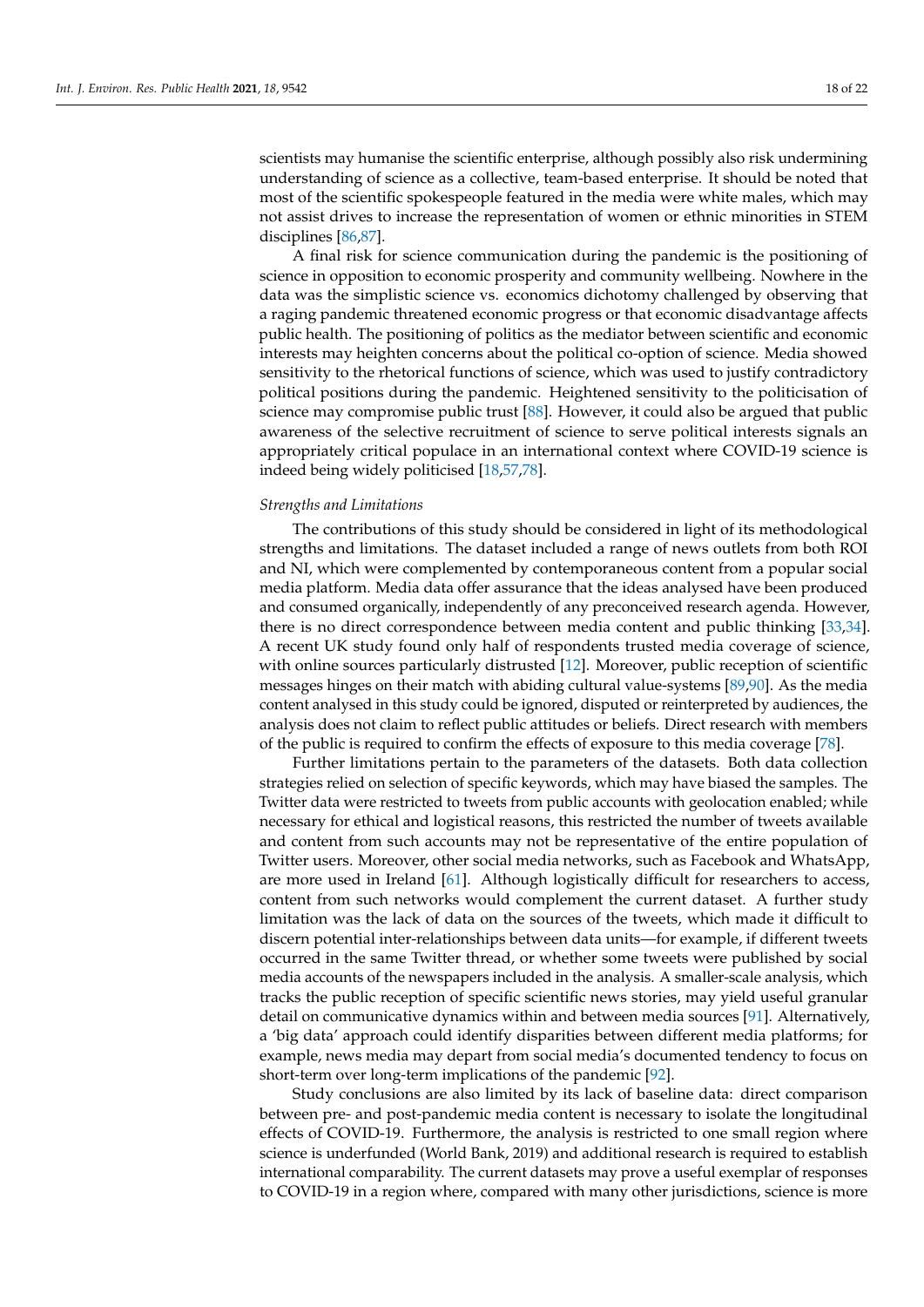scientists may humanise the scientific enterprise, although possibly also risk undermining understanding of science as a collective, team-based enterprise. It should be noted that most of the scientific spokespeople featured in the media were white males, which may not assist drives to increase the representation of women or ethnic minorities in STEM disciplines [86,87].

A final risk for science communication during the pandemic is the positioning of science in opposition to economic prosperity and community wellbeing. Nowhere in the data was the simplistic science vs. economics dichotomy challenged by observing that a raging pandemic threatened economic progress or that economic disadvantage affects public health. The positioning of politics as the mediator between scientific and economic interests may heighten concerns about the political co-option of science. Media showed sensitivity to the rhetorical functions of science, which was used to justify contradictory political positions during the pandemic. Heightened sensitivity to the politicisation of science may compromise public trust [88]. However, it could also be argued that public awareness of the selective recruitment of science to serve political interests signals an appropriately critical populace in an international context where COVID-19 science is indeed being widely politicised [18,57,78].

*Strengths and Limitations*

The contributions of this study should be considered in light of its methodological strengths and limitations. The dataset included a range of news outlets from both ROI and NI, which were complemented by contemporaneous content from a popular social media platform. Media data offer assurance that the ideas analysed have been produced and consumed organically, independently of any preconceived research agenda. However, there is no direct correspondence between media content and public thinking [33,34]. A recent UK study found only half of respondents trusted media coverage of science, with online sources particularly distrusted [12]. Moreover, public reception of scientific messages hinges on their match with abiding cultural value-systems [89,90]. As the media content analysed in this study could be ignored, disputed or reinterpreted by audiences, the analysis does not claim to reflect public attitudes or beliefs. Direct research with members of the public is required to confirm the effects of exposure to this media coverage [78].

Further limitations pertain to the parameters of the datasets. Both data collection strategies relied on selection of specific keywords, which may have biased the samples. The Twitter data were restricted to tweets from public accounts with geolocation enabled; while necessary for ethical and logistical reasons, this restricted the number of tweets available and content from such accounts may not be representative of the entire population of Twitter users. Moreover, other social media networks, such as Facebook and WhatsApp, are more used in Ireland [61]. Although logistically difficult for researchers to access, content from such networks would complement the current dataset. A further study limitation was the lack of data on the sources of the tweets, which made it difficult to discern potential inter-relationships between data units—for example, if different tweets occurred in the same Twitter thread, or whether some tweets were published by social media accounts of the newspapers included in the analysis. A smaller-scale analysis, which tracks the public reception of specific scientific news stories, may yield useful granular detail on communicative dynamics within and between media sources [91]. Alternatively, a 'big data' approach could identify disparities between different media platforms; for example, news media may depart from social media's documented tendency to focus on short-term over long-term implications of the pandemic [92].

Study conclusions are also limited by its lack of baseline data: direct comparison between pre- and post-pandemic media content is necessary to isolate the longitudinal effects of COVID-19. Furthermore, the analysis is restricted to one small region where science is underfunded (World Bank, 2019) and additional research is required to establish international comparability. The current datasets may prove a useful exemplar of responses to COVID-19 in a region where, compared with many other jurisdictions, science is more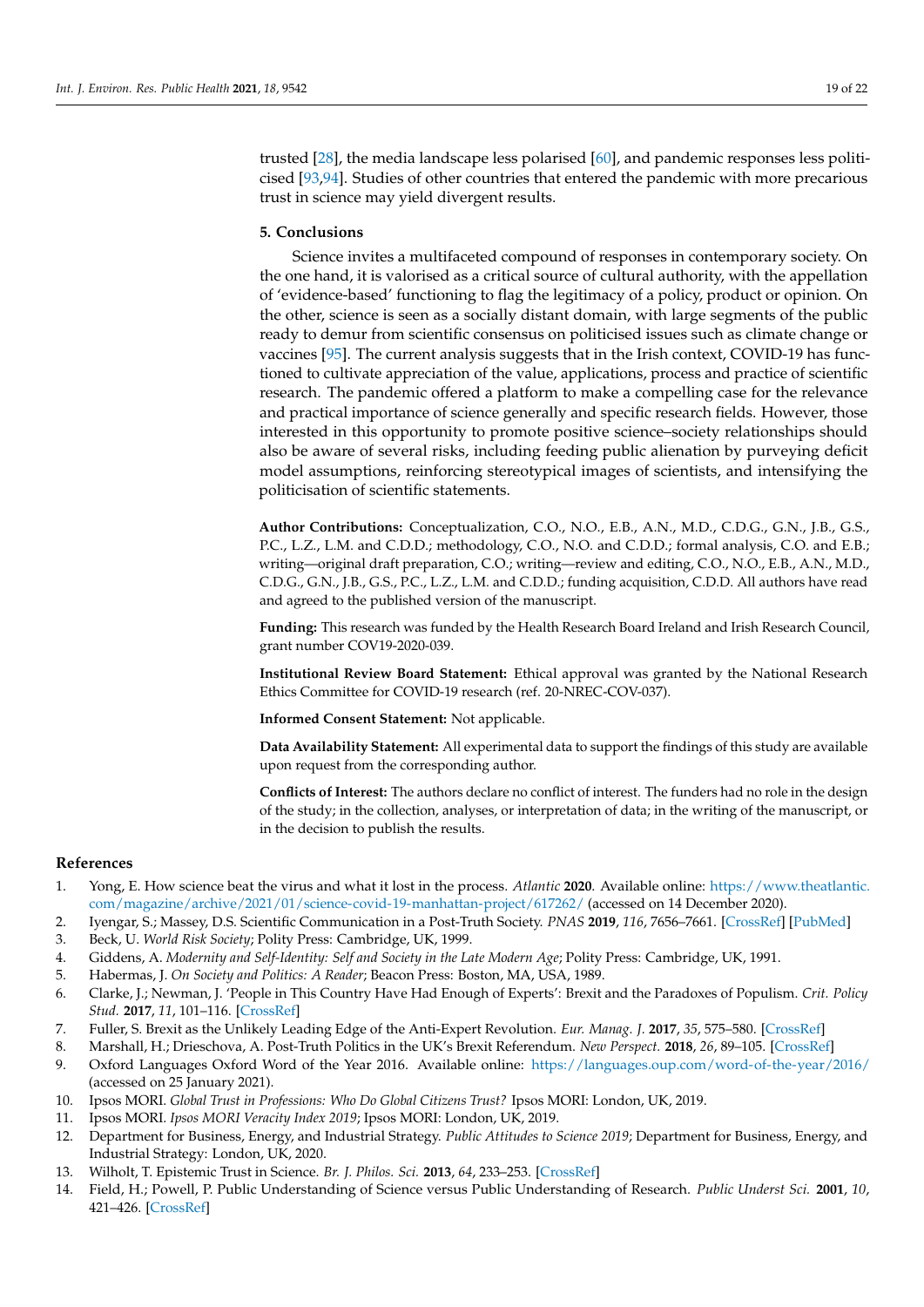trusted [28], the media landscape less polarised [60], and pandemic responses less politicised [93,94]. Studies of other countries that entered the pandemic with more precarious trust in science may yield divergent results.

## 5. Conclusions

Science invites a multifaceted compound of responses in contemporary society. On the one hand, it is valorised as a critical source of cultural authority, with the appellation of 'evidence-based' functioning to flag the legitimacy of a policy, product or opinion. On the other, science is seen as a socially distant domain, with large segments of the public ready to demur from scientific consensus on politicised issues such as climate change or vaccines [95]. The current analysis suggests that in the Irish context, COVID-19 has functioned to cultivate appreciation of the value, applications, process and practice of scientific research. The pandemic offered a platform to make a compelling case for the relevance and practical importance of science generally and specific research fields. However, those interested in this opportunity to promote positive science–society relationships should also be aware of several risks, including feeding public alienation by purveying deficit model assumptions, reinforcing stereotypical images of scientists, and intensifying the politicisation of scientific statements.

**Author Contributions:** Conceptualization, C.O., N.O., E.B., A.N., M.D., C.D.G., G.N., J.B., G.S., P.C., L.Z., L.M. and C.D.D.; methodology, C.O., N.O. and C.D.D.; formal analysis, C.O. and E.B.; writing—original draft preparation, C.O.; writing—review and editing, C.O., N.O., E.B., A.N., M.D., C.D.G., G.N., J.B., G.S., P.C., L.Z., L.M. and C.D.D.; funding acquisition, C.D.D. All authors have read and agreed to the published version of the manuscript.

**Funding:** This research was funded by the Health Research Board Ireland and Irish Research Council, grant number COV19-2020-039.

**Institutional Review Board Statement:** Ethical approval was granted by the National Research Ethics Committee for COVID-19 research (ref. 20-NREC-COV-037).

**Informed Consent Statement:** Not applicable.

**Data Availability Statement:** All experimental data to support the findings of this study are available upon request from the corresponding author.

**Conflicts of Interest:** The authors declare no conflict of interest. The funders had no role in the design of the study; in the collection, analyses, or interpretation of data; in the writing of the manuscript, or in the decision to publish the results.

## References

1. Yong, E. How science beat the virus and what it lost in the process. *Atlantic* **2020**. Available online: https://www.theatlantic.com/magazine/archive/2021/01/science-covid-19-manhattan-project/617262/ (accessed on 14 December 2020).
2. Iyengar, S.; Massey, D.S. Scientific Communication in a Post-Truth Society. *PNAS* **2019**, *116*, 7656–7661. [CrossRef] [PubMed]
3. Beck, U. *World Risk Society*; Polity Press: Cambridge, UK, 1999.
4. Giddens, A. *Modernity and Self-Identity: Self and Society in the Late Modern Age*; Polity Press: Cambridge, UK, 1991.
5. Habermas, J. *On Society and Politics: A Reader*; Beacon Press: Boston, MA, USA, 1989.
6. Clarke, J.; Newman, J. 'People in This Country Have Had Enough of Experts': Brexit and the Paradoxes of Populism. *Crit. Policy Stud.* **2017**, *11*, 101–116. [CrossRef]
7. Fuller, S. Brexit as the Unlikely Leading Edge of the Anti-Expert Revolution. *Eur. Manag. J.* **2017**, *35*, 575–580. [CrossRef]
8. Marshall, H.; Drieschova, A. Post-Truth Politics in the UK's Brexit Referendum. *New Perspect.* **2018**, *26*, 89–105. [CrossRef]
9. Oxford Languages Oxford Word of the Year 2016. Available online: https://languages.oup.com/word-of-the-year/2016/ (accessed on 25 January 2021).
10. Ipsos MORI. *Global Trust in Professions: Who Do Global Citizens Trust?* Ipsos MORI: London, UK, 2019.
11. Ipsos MORI. *Ipsos MORI Veracity Index 2019*; Ipsos MORI: London, UK, 2019.
12. Department for Business, Energy, and Industrial Strategy. *Public Attitudes to Science 2019*; Department for Business, Energy, and Industrial Strategy: London, UK, 2020.
13. Wilholt, T. Epistemic Trust in Science. *Br. J. Philos. Sci.* **2013**, *64*, 233–253. [CrossRef]
14. Field, H.; Powell, P. Public Understanding of Science versus Public Understanding of Research. *Public Underst Sci.* **2001**, *10*, 421–426. [CrossRef]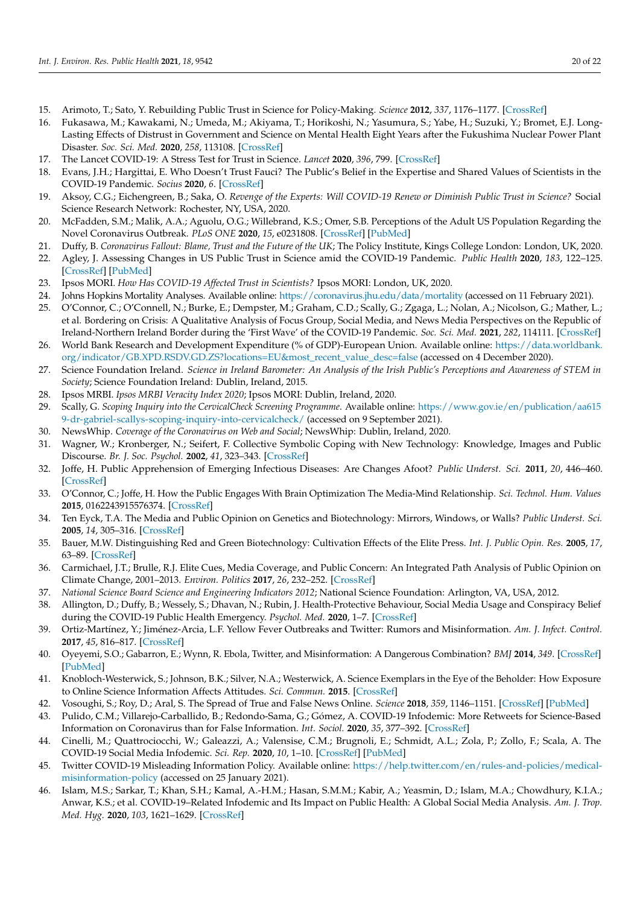15. Arimoto, T.; Sato, Y. Rebuilding Public Trust in Science for Policy-Making. *Science* **2012**, *337*, 1176–1177. [CrossRef]
16. Fukasawa, M.; Kawakami, N.; Umeda, M.; Akiyama, T.; Horikoshi, N.; Yasumura, S.; Yabe, H.; Suzuki, Y.; Bromet, E.J. Long-Lasting Effects of Distrust in Government and Science on Mental Health Eight Years after the Fukushima Nuclear Power Plant Disaster. *Soc. Sci. Med.* **2020**, *258*, 113108. [CrossRef]
17. The Lancet COVID-19: A Stress Test for Trust in Science. *Lancet* **2020**, *396*, 799. [CrossRef]
18. Evans, J.H.; Hargittai, E. Who Doesn't Trust Fauci? The Public's Belief in the Expertise and Shared Values of Scientists in the COVID-19 Pandemic. *Socius* **2020**, *6*. [CrossRef]
19. Aksoy, C.G.; Eichengreen, B.; Saka, O. *Revenge of the Experts: Will COVID-19 Renew or Diminish Public Trust in Science?* Social Science Research Network: Rochester, NY, USA, 2020.
20. McFadden, S.M.; Malik, A.A.; Aguolu, O.G.; Willebrand, K.S.; Omer, S.B. Perceptions of the Adult US Population Regarding the Novel Coronavirus Outbreak. *PLoS ONE* **2020**, *15*, e0231808. [CrossRef] [PubMed]
21. Duffy, B. *Coronavirus Fallout: Blame, Trust and the Future of the UK*; The Policy Institute, Kings College London: London, UK, 2020.
22. Agley, J. Assessing Changes in US Public Trust in Science amid the COVID-19 Pandemic. *Public Health* **2020**, *183*, 122–125. [CrossRef] [PubMed]
23. Ipsos MORI. *How Has COVID-19 Affected Trust in Scientists?* Ipsos MORI: London, UK, 2020.
24. Johns Hopkins Mortality Analyses. Available online: https://coronavirus.jhu.edu/data/mortality (accessed on 11 February 2021).
25. O'Connor, C.; O'Connell, N.; Burke, E.; Dempster, M.; Graham, C.D.; Scally, G.; Zgaga, L.; Nolan, A.; Nicolson, G.; Mather, L.; et al. Bordering on Crisis: A Qualitative Analysis of Focus Group, Social Media, and News Media Perspectives on the Republic of Ireland-Northern Ireland Border during the 'First Wave' of the COVID-19 Pandemic. *Soc. Sci. Med.* **2021**, *282*, 114111. [CrossRef]
26. World Bank Research and Development Expenditure (% of GDP)-European Union. Available online: https://data.worldbank.org/indicator/GB.XPD.RSDV.GD.ZS?locations=EU&most_recent_value_desc=false (accessed on 4 December 2020).
27. Science Foundation Ireland. *Science in Ireland Barometer: An Analysis of the Irish Public's Perceptions and Awareness of STEM in Society*; Science Foundation Ireland: Dublin, Ireland, 2015.
28. Ipsos MRBI. *Ipsos MRBI Veracity Index 2020*; Ipsos MORI: Dublin, Ireland, 2020.
29. Scally, G. *Scoping Inquiry into the CervicalCheck Screening Programme*. Available online: https://www.gov.ie/en/publication/aa6159-dr-gabriel-scallys-scoping-inquiry-into-cervicalcheck/ (accessed on 9 September 2021).
30. NewsWhip. *Coverage of the Coronavirus on Web and Social*; NewsWhip: Dublin, Ireland, 2020.
31. Wagner, W.; Kronberger, N.; Seifert, F. Collective Symbolic Coping with New Technology: Knowledge, Images and Public Discourse. *Br. J. Soc. Psychol.* **2002**, *41*, 323–343. [CrossRef]
32. Joffe, H. Public Apprehension of Emerging Infectious Diseases: Are Changes Afoot? *Public Underst. Sci.* **2011**, *20*, 446–460. [CrossRef]
33. O'Connor, C.; Joffe, H. How the Public Engages With Brain Optimization The Media-Mind Relationship. *Sci. Technol. Hum. Values* **2015**, 0162243915576374. [CrossRef]
34. Ten Eyck, T.A. The Media and Public Opinion on Genetics and Biotechnology: Mirrors, Windows, or Walls? *Public Underst. Sci.* **2005**, *14*, 305–316. [CrossRef]
35. Bauer, M.W. Distinguishing Red and Green Biotechnology: Cultivation Effects of the Elite Press. *Int. J. Public Opin. Res.* **2005**, *17*, 63–89. [CrossRef]
36. Carmichael, J.T.; Brulle, R.J. Elite Cues, Media Coverage, and Public Concern: An Integrated Path Analysis of Public Opinion on Climate Change, 2001–2013. *Environ. Politics* **2017**, *26*, 232–252. [CrossRef]
37. *National Science Board Science and Engineering Indicators 2012*; National Science Foundation: Arlington, VA, USA, 2012.
38. Allington, D.; Duffy, B.; Wessely, S.; Dhavan, N.; Rubin, J. Health-Protective Behaviour, Social Media Usage and Conspiracy Belief during the COVID-19 Public Health Emergency. *Psychol. Med.* **2020**, 1–7. [CrossRef]
39. Ortiz-Martínez, Y.; Jiménez-Arcia, L.F. Yellow Fever Outbreaks and Twitter: Rumors and Misinformation. *Am. J. Infect. Control.* **2017**, *45*, 816–817. [CrossRef]
40. Oyeyemi, S.O.; Gabarron, E.; Wynn, R. Ebola, Twitter, and Misinformation: A Dangerous Combination? *BMJ* **2014**, *349*. [CrossRef] [PubMed]
41. Knobloch-Westerwick, S.; Johnson, B.K.; Silver, N.A.; Westerwick, A. Science Exemplars in the Eye of the Beholder: How Exposure to Online Science Information Affects Attitudes. *Sci. Commun.* **2015**. [CrossRef]
42. Vosoughi, S.; Roy, D.; Aral, S. The Spread of True and False News Online. *Science* **2018**, *359*, 1146–1151. [CrossRef] [PubMed]
43. Pulido, C.M.; Villarejo-Carballido, B.; Redondo-Sama, G.; Gómez, A. COVID-19 Infodemic: More Retweets for Science-Based Information on Coronavirus than for False Information. *Int. Sociol.* **2020**, *35*, 377–392. [CrossRef]
44. Cinelli, M.; Quattrociocchi, W.; Galeazzi, A.; Valensise, C.M.; Brugnoli, E.; Schmidt, A.L.; Zola, P.; Zollo, F.; Scala, A. The COVID-19 Social Media Infodemic. *Sci. Rep.* **2020**, *10*, 1–10. [CrossRef] [PubMed]
45. Twitter COVID-19 Misleading Information Policy. Available online: https://help.twitter.com/en/rules-and-policies/medical-misinformation-policy (accessed on 25 January 2021).
46. Islam, M.S.; Sarkar, T.; Khan, S.H.; Kamal, A.-H.M.; Hasan, S.M.M.; Kabir, A.; Yeasmin, D.; Islam, M.A.; Chowdhury, K.I.A.; Anwar, K.S.; et al. COVID-19–Related Infodemic and Its Impact on Public Health: A Global Social Media Analysis. *Am. J. Trop. Med. Hyg.* **2020**, *103*, 1621–1629. [CrossRef]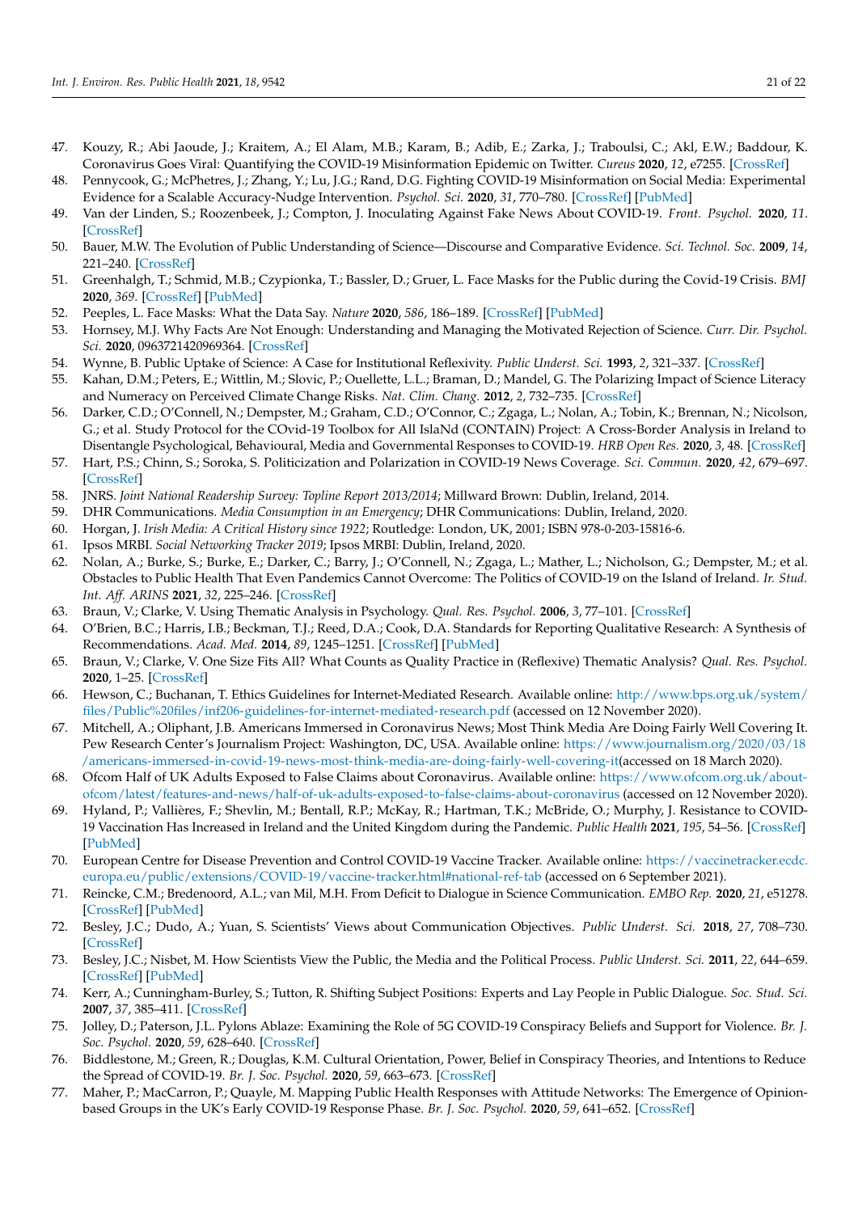47. Kouzy, R.; Abi Jaoude, J.; Kraitem, A.; El Alam, M.B.; Karam, B.; Adib, E.; Zarka, J.; Traboulsi, C.; Akl, E.W.; Baddour, K. Coronavirus Goes Viral: Quantifying the COVID-19 Misinformation Epidemic on Twitter. *Cureus* **2020**, *12*, e7255. [CrossRef]
48. Pennycook, G.; McPhetres, J.; Zhang, Y.; Lu, J.G.; Rand, D.G. Fighting COVID-19 Misinformation on Social Media: Experimental Evidence for a Scalable Accuracy-Nudge Intervention. *Psychol. Sci.* **2020**, *31*, 770–780. [CrossRef] [PubMed]
49. Van der Linden, S.; Roozenbeek, J.; Compton, J. Inoculating Against Fake News About COVID-19. *Front. Psychol.* **2020**, *11*. [CrossRef]
50. Bauer, M.W. The Evolution of Public Understanding of Science—Discourse and Comparative Evidence. *Sci. Technol. Soc.* **2009**, *14*, 221–240. [CrossRef]
51. Greenhalgh, T.; Schmid, M.B.; Czypionka, T.; Bassler, D.; Gruer, L. Face Masks for the Public during the Covid-19 Crisis. *BMJ* **2020**, *369*. [CrossRef] [PubMed]
52. Peeples, L. Face Masks: What the Data Say. *Nature* **2020**, *586*, 186–189. [CrossRef] [PubMed]
53. Hornsey, M.J. Why Facts Are Not Enough: Understanding and Managing the Motivated Rejection of Science. *Curr. Dir. Psychol. Sci.* **2020**, 0963721420969364. [CrossRef]
54. Wynne, B. Public Uptake of Science: A Case for Institutional Reflexivity. *Public Underst. Sci.* **1993**, *2*, 321–337. [CrossRef]
55. Kahan, D.M.; Peters, E.; Wittlin, M.; Slovic, P.; Ouellette, L.L.; Braman, D.; Mandel, G. The Polarizing Impact of Science Literacy and Numeracy on Perceived Climate Change Risks. *Nat. Clim. Chang.* **2012**, *2*, 732–735. [CrossRef]
56. Darker, C.D.; O'Connell, N.; Dempster, M.; Graham, C.D.; O'Connor, C.; Zgaga, L.; Nolan, A.; Tobin, K.; Brennan, N.; Nicolson, G.; et al. Study Protocol for the COvid-19 Toolbox for All IslaNd (CONTAIN) Project: A Cross-Border Analysis in Ireland to Disentangle Psychological, Behavioural, Media and Governmental Responses to COVID-19. *HRB Open Res.* **2020**, *3*, 48. [CrossRef]
57. Hart, P.S.; Chinn, S.; Soroka, S. Politicization and Polarization in COVID-19 News Coverage. *Sci. Commun.* **2020**, *42*, 679–697. [CrossRef]
58. JNRS. *Joint National Readership Survey: Topline Report 2013/2014*; Millward Brown: Dublin, Ireland, 2014.
59. DHR Communications. *Media Consumption in an Emergency*; DHR Communications: Dublin, Ireland, 2020.
60. Horgan, J. *Irish Media: A Critical History since 1922*; Routledge: London, UK, 2001; ISBN 978-0-203-15816-6.
61. Ipsos MRBI. *Social Networking Tracker 2019*; Ipsos MRBI: Dublin, Ireland, 2020.
62. Nolan, A.; Burke, S.; Burke, E.; Darker, C.; Barry, J.; O'Connell, N.; Zgaga, L.; Mather, L.; Nicholson, G.; Dempster, M.; et al. Obstacles to Public Health That Even Pandemics Cannot Overcome: The Politics of COVID-19 on the Island of Ireland. *Ir. Stud. Int. Aff. ARINS* **2021**, *32*, 225–246. [CrossRef]
63. Braun, V.; Clarke, V. Using Thematic Analysis in Psychology. *Qual. Res. Psychol.* **2006**, *3*, 77–101. [CrossRef]
64. O'Brien, B.C.; Harris, I.B.; Beckman, T.J.; Reed, D.A.; Cook, D.A. Standards for Reporting Qualitative Research: A Synthesis of Recommendations. *Acad. Med.* **2014**, *89*, 1245–1251. [CrossRef] [PubMed]
65. Braun, V.; Clarke, V. One Size Fits All? What Counts as Quality Practice in (Reflexive) Thematic Analysis? *Qual. Res. Psychol.* **2020**, 1–25. [CrossRef]
66. Hewson, C.; Buchanan, T. Ethics Guidelines for Internet-Mediated Research. Available online: http://www.bps.org.uk/system/files/Public%20files/inf206-guidelines-for-internet-mediated-research.pdf (accessed on 12 November 2020).
67. Mitchell, A.; Oliphant, J.B. Americans Immersed in Coronavirus News; Most Think Media Are Doing Fairly Well Covering It. Pew Research Center's Journalism Project: Washington, DC, USA. Available online: https://www.journalism.org/2020/03/18/americans-immersed-in-covid-19-news-most-think-media-are-doing-fairly-well-covering-it(accessed on 18 March 2020).
68. Ofcom Half of UK Adults Exposed to False Claims about Coronavirus. Available online: https://www.ofcom.org.uk/about-ofcom/latest/features-and-news/half-of-uk-adults-exposed-to-false-claims-about-coronavirus (accessed on 12 November 2020).
69. Hyland, P.; Vallières, F.; Shevlin, M.; Bentall, R.P.; McKay, R.; Hartman, T.K.; McBride, O.; Murphy, J. Resistance to COVID-19 Vaccination Has Increased in Ireland and the United Kingdom during the Pandemic. *Public Health* **2021**, *195*, 54–56. [CrossRef] [PubMed]
70. European Centre for Disease Prevention and Control COVID-19 Vaccine Tracker. Available online: https://vaccinetracker.ecdc.europa.eu/public/extensions/COVID-19/vaccine-tracker.html#national-ref-tab (accessed on 6 September 2021).
71. Reincke, C.M.; Bredenoord, A.L.; van Mil, M.H. From Deficit to Dialogue in Science Communication. *EMBO Rep.* **2020**, *21*, e51278. [CrossRef] [PubMed]
72. Besley, J.C.; Dudo, A.; Yuan, S. Scientists' Views about Communication Objectives. *Public Underst. Sci.* **2018**, *27*, 708–730. [CrossRef]
73. Besley, J.C.; Nisbet, M. How Scientists View the Public, the Media and the Political Process. *Public Underst. Sci.* **2011**, *22*, 644–659. [CrossRef] [PubMed]
74. Kerr, A.; Cunningham-Burley, S.; Tutton, R. Shifting Subject Positions: Experts and Lay People in Public Dialogue. *Soc. Stud. Sci.* **2007**, *37*, 385–411. [CrossRef]
75. Jolley, D.; Paterson, J.L. Pylons Ablaze: Examining the Role of 5G COVID-19 Conspiracy Beliefs and Support for Violence. *Br. J. Soc. Psychol.* **2020**, *59*, 628–640. [CrossRef]
76. Biddlestone, M.; Green, R.; Douglas, K.M. Cultural Orientation, Power, Belief in Conspiracy Theories, and Intentions to Reduce the Spread of COVID-19. *Br. J. Soc. Psychol.* **2020**, *59*, 663–673. [CrossRef]
77. Maher, P.; MacCarron, P.; Quayle, M. Mapping Public Health Responses with Attitude Networks: The Emergence of Opinion-based Groups in the UK's Early COVID-19 Response Phase. *Br. J. Soc. Psychol.* **2020**, *59*, 641–652. [CrossRef]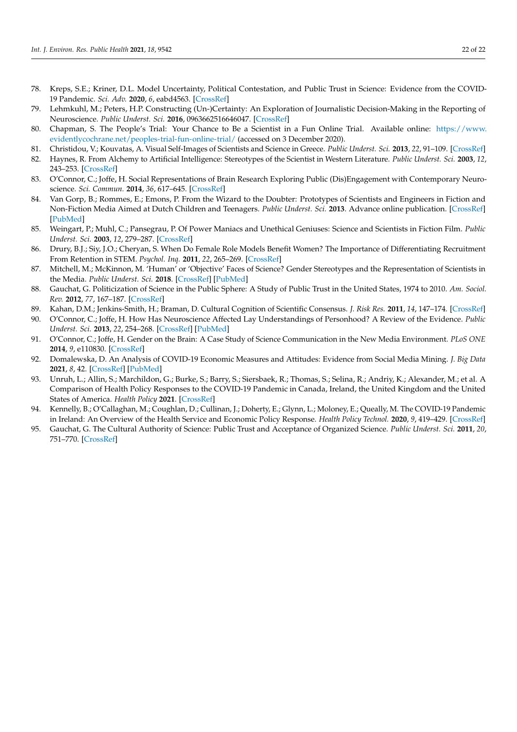78. Kreps, S.E.; Kriner, D.L. Model Uncertainty, Political Contestation, and Public Trust in Science: Evidence from the COVID-19 Pandemic. *Sci. Adv.* **2020**, *6*, eabd4563. [CrossRef]
79. Lehmkuhl, M.; Peters, H.P. Constructing (Un-)Certainty: An Exploration of Journalistic Decision-Making in the Reporting of Neuroscience. *Public Underst. Sci.* **2016**, 0963662516646047. [CrossRef]
80. Chapman, S. The People's Trial: Your Chance to Be a Scientist in a Fun Online Trial. Available online: https://www.evidentlycochrane.net/peoples-trial-fun-online-trial/ (accessed on 3 December 2020).
81. Christidou, V.; Kouvatas, A. Visual Self-Images of Scientists and Science in Greece. *Public Underst. Sci.* **2013**, *22*, 91–109. [CrossRef]
82. Haynes, R. From Alchemy to Artificial Intelligence: Stereotypes of the Scientist in Western Literature. *Public Underst. Sci.* **2003**, *12*, 243–253. [CrossRef]
83. O'Connor, C.; Joffe, H. Social Representations of Brain Research Exploring Public (Dis)Engagement with Contemporary Neuroscience. *Sci. Commun.* **2014**, *36*, 617–645. [CrossRef]
84. Van Gorp, B.; Rommes, E.; Emons, P. From the Wizard to the Doubter: Prototypes of Scientists and Engineers in Fiction and Non-Fiction Media Aimed at Dutch Children and Teenagers. *Public Underst. Sci.* **2013**. Advance online publication. [CrossRef] [PubMed]
85. Weingart, P.; Muhl, C.; Pansegrau, P. Of Power Maniacs and Unethical Geniuses: Science and Scientists in Fiction Film. *Public Underst. Sci.* **2003**, *12*, 279–287. [CrossRef]
86. Drury, B.J.; Siy, J.O.; Cheryan, S. When Do Female Role Models Benefit Women? The Importance of Differentiating Recruitment From Retention in STEM. *Psychol. Inq.* **2011**, *22*, 265–269. [CrossRef]
87. Mitchell, M.; McKinnon, M. 'Human' or 'Objective' Faces of Science? Gender Stereotypes and the Representation of Scientists in the Media. *Public Underst. Sci.* **2018**. [CrossRef] [PubMed]
88. Gauchat, G. Politicization of Science in the Public Sphere: A Study of Public Trust in the United States, 1974 to 2010. *Am. Sociol. Rev.* **2012**, *77*, 167–187. [CrossRef]
89. Kahan, D.M.; Jenkins-Smith, H.; Braman, D. Cultural Cognition of Scientific Consensus. *J. Risk Res.* **2011**, *14*, 147–174. [CrossRef]
90. O'Connor, C.; Joffe, H. How Has Neuroscience Affected Lay Understandings of Personhood? A Review of the Evidence. *Public Underst. Sci.* **2013**, *22*, 254–268. [CrossRef] [PubMed]
91. O'Connor, C.; Joffe, H. Gender on the Brain: A Case Study of Science Communication in the New Media Environment. *PLoS ONE* **2014**, *9*, e110830. [CrossRef]
92. Domalewska, D. An Analysis of COVID-19 Economic Measures and Attitudes: Evidence from Social Media Mining. *J. Big Data* **2021**, *8*, 42. [CrossRef] [PubMed]
93. Unruh, L.; Allin, S.; Marchildon, G.; Burke, S.; Barry, S.; Siersbaek, R.; Thomas, S.; Selina, R.; Andriy, K.; Alexander, M.; et al. A Comparison of Health Policy Responses to the COVID-19 Pandemic in Canada, Ireland, the United Kingdom and the United States of America. *Health Policy* **2021**. [CrossRef]
94. Kennelly, B.; O'Callaghan, M.; Coughlan, D.; Cullinan, J.; Doherty, E.; Glynn, L.; Moloney, E.; Queally, M. The COVID-19 Pandemic in Ireland: An Overview of the Health Service and Economic Policy Response. *Health Policy Technol.* **2020**, *9*, 419–429. [CrossRef]
95. Gauchat, G. The Cultural Authority of Science: Public Trust and Acceptance of Organized Science. *Public Underst. Sci.* **2011**, *20*, 751–770. [CrossRef]